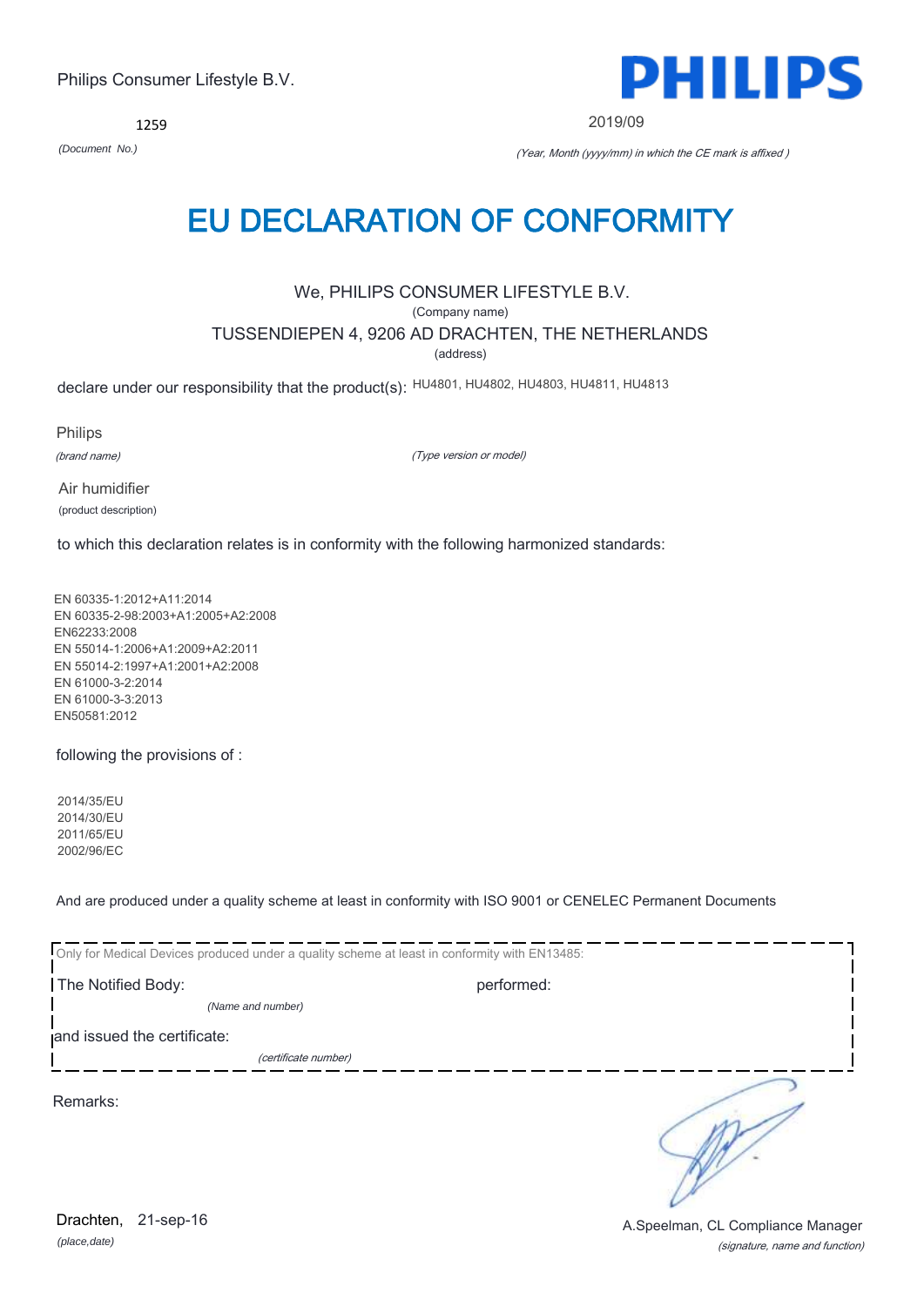Philips Consumer Lifestyle B.V.

PHILIPS

1259

*(Document No.)*

2019/09

*(Year, Month (yyyy/mm) in which the CE mark is affixed )*

# EU DECLARATION OF CONFORMITY

We, PHILIPS CONSUMER LIFESTYLE B.V.

(Company name)

TUSSENDIEPEN 4, 9206 AD DRACHTEN, THE NETHERLANDS

(address)

declare under our responsibility that the product(s): HU4801, HU4802, HU4803, HU4811, HU4813

Philips

*(brand name)*

*(Type version or model)*

Air humidifier

(product description)

to which this declaration relates is in conformity with the following harmonized standards:

EN 60335-1:2012+A11:2014
EN 60335-2-98:2003+A1:2005+A2:2008
EN62233:2008
EN 55014-1:2006+A1:2009+A2:2011
EN 55014-2:1997+A1:2001+A2:2008
EN 61000-3-2:2014
EN 61000-3-3:2013
EN50581:2012

following the provisions of :

2014/35/EU
2014/30/EU
2011/65/EU
2002/96/EC

And are produced under a quality scheme at least in conformity with ISO 9001 or CENELEC Permanent Documents

Only for Medical Devices produced under a quality scheme at least in conformity with EN13485:

The Notified Body: performed:

*(Name and number)*

and issued the certificate:

*(certificate number)*

Remarks:

Drachten, 21-sep-16

*(place,date)*

A.Speelman, CL Compliance Manager

*(signature, name and function)*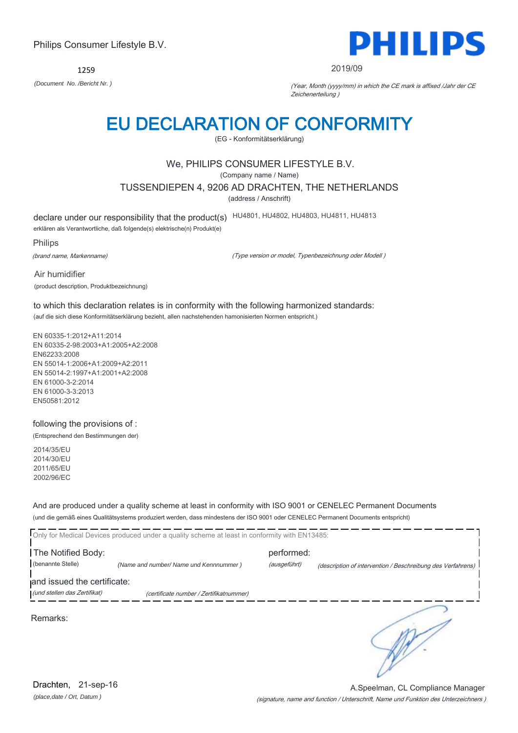Philips Consumer Lifestyle B.V.

1259

*(Document No. /Bericht Nr. )*

PHILIPS

2019/09

*(Year, Month (yyyy/mm) in which the CE mark is affixed /Jahr der CE Zeichenerteilung )*

# EU DECLARATION OF CONFORMITY

(EG - Konformitätserklärung)

We, PHILIPS CONSUMER LIFESTYLE B.V.

(Company name / Name)

TUSSENDIEPEN 4, 9206 AD DRACHTEN, THE NETHERLANDS

(address / Anschrift)

declare under our responsibility that the product(s) HU4801, HU4802, HU4803, HU4811, HU4813

erklären als Verantwortliche, daß folgende(s) elektrische(n) Produkt(e)

Philips

*(brand name, Markenname)*

*(Type version or model, Typenbezeichnung oder Modell )*

Air humidifier

(product description, Produktbezeichnung)

to which this declaration relates is in conformity with the following harmonized standards:

(auf die sich diese Konformitätserklärung bezieht, allen nachstehenden hamonisierten Normen entspricht.)

EN 60335-1:2012+A11:2014
EN 60335-2-98:2003+A1:2005+A2:2008
EN62233:2008
EN 55014-1:2006+A1:2009+A2:2011
EN 55014-2:1997+A1:2001+A2:2008
EN 61000-3-2:2014
EN 61000-3-3:2013
EN50581:2012

following the provisions of :

(Entsprechend den Bestimmungen der)

2014/35/EU
2014/30/EU
2011/65/EU
2002/96/EC

And are produced under a quality scheme at least in conformity with ISO 9001 or CENELEC Permanent Documents

(und die gemäß eines Qualitätsystems produziert werden, dass mindestens der ISO 9001 oder CENELEC Permanent Documents entspricht)

Only for Medical Devices produced under a quality scheme at least in conformity with EN13485:

The Notified Body: (benannte Stelle) *(Name and number/ Name und Kennnummer )*

performed: *(ausgeführt)* *(description of intervention / Beschreibung des Verfahrens)*

and issued the certificate: *(und stellen das Zertifikat)* *(certificate number / Zertifikatnummer)*

Remarks:

Drachten, 21-sep-16

*(place,date / Ort, Datum )*

A.Speelman, CL Compliance Manager

*(signature, name and function / Unterschrift, Name und Funktion des Unterzeichners )*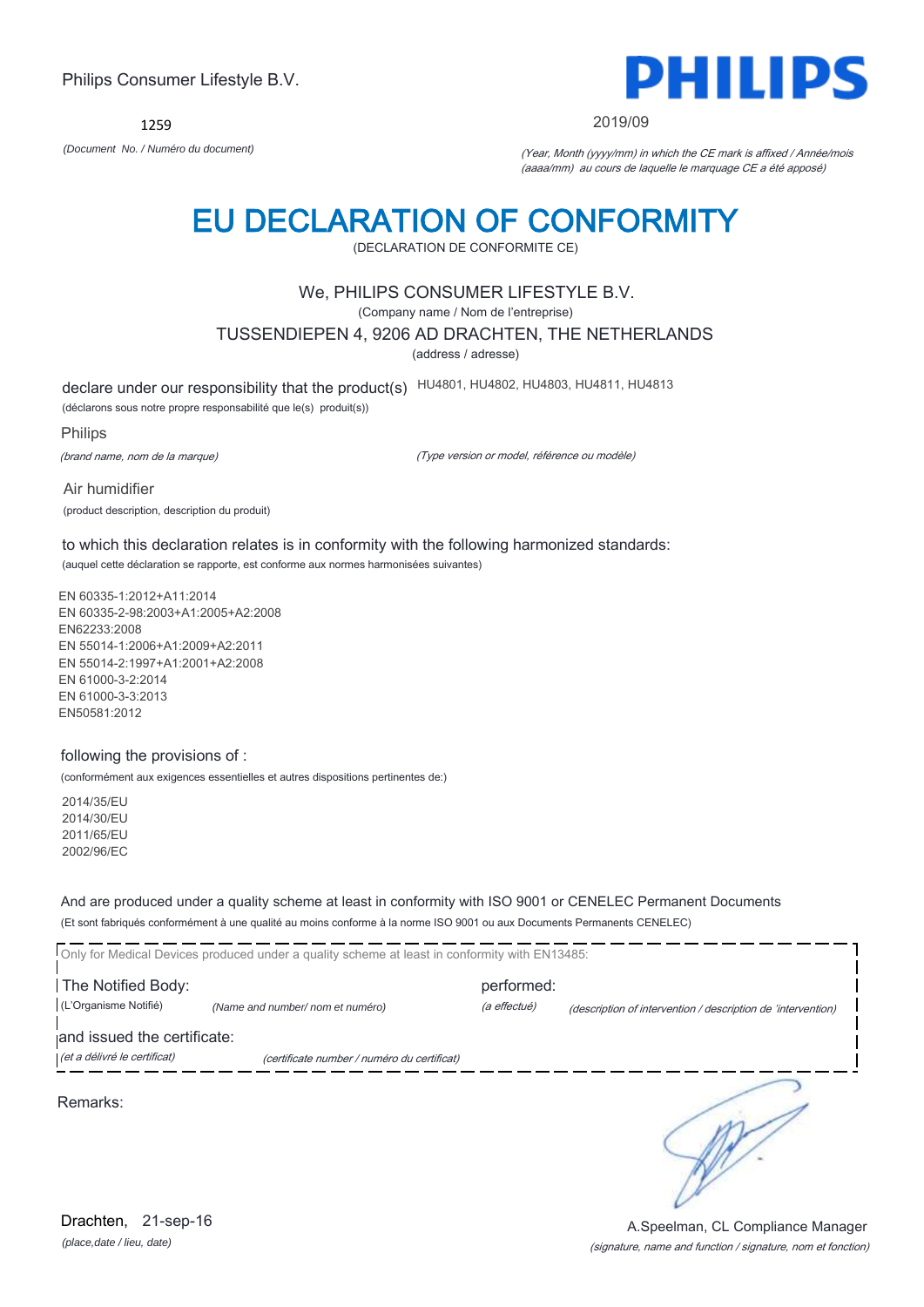Philips Consumer Lifestyle B.V.

**PHILIPS**

1259

*(Document No. / Numéro du document)*

2019/09

*(Year, Month (yyyy/mm) in which the CE mark is affixed / Année/mois (aaaa/mm) au cours de laquelle le marquage CE a été apposé)*

# EU DECLARATION OF CONFORMITY

(DECLARATION DE CONFORMITE CE)

We, PHILIPS CONSUMER LIFESTYLE B.V.

(Company name / Nom de l'entreprise)

TUSSENDIEPEN 4, 9206 AD DRACHTEN, THE NETHERLANDS

(address / adresse)

declare under our responsibility that the product(s) HU4801, HU4802, HU4803, HU4811, HU4813

(déclarons sous notre propre responsabilité que le(s) produit(s))

Philips

*(brand name, nom de la marque)*

*(Type version or model, référence ou modèle)*

Air humidifier

(product description, description du produit)

to which this declaration relates is in conformity with the following harmonized standards:

(auquel cette déclaration se rapporte, est conforme aux normes harmonisées suivantes)

EN 60335-1:2012+A11:2014
EN 60335-2-98:2003+A1:2005+A2:2008
EN62233:2008
EN 55014-1:2006+A1:2009+A2:2011
EN 55014-2:1997+A1:2001+A2:2008
EN 61000-3-2:2014
EN 61000-3-3:2013
EN50581:2012

following the provisions of :

(conformément aux exigences essentielles et autres dispositions pertinentes de:)

2014/35/EU
2014/30/EU
2011/65/EU
2002/96/EC

And are produced under a quality scheme at least in conformity with ISO 9001 or CENELEC Permanent Documents

(Et sont fabriqués conformément à une qualité au moins conforme à la norme ISO 9001 ou aux Documents Permanents CENELEC)

Only for Medical Devices produced under a quality scheme at least in conformity with EN13485:

The Notified Body: (L'Organisme Notifié) *(Name and number/ nom et numéro)* performed: *(a effectué)* *(description of intervention / description de 'intervention)*

and issued the certificate: *(et a délivré le certificat)* *(certificate number / numéro du certificat)*

Remarks:

Drachten, 21-sep-16

*(place,date / lieu, date)*

A.Speelman, CL Compliance Manager

*(signature, name and function / signature, nom et fonction)*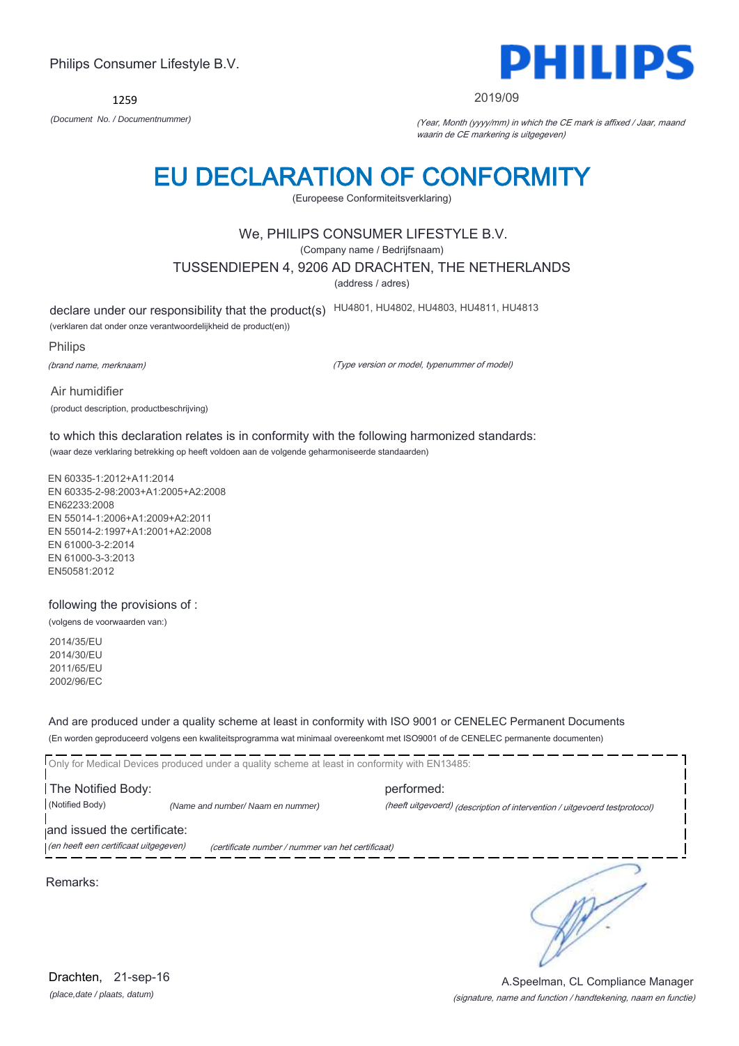Philips Consumer Lifestyle B.V.

**PHILIPS**

1259

*(Document No. / Documentnummer)*

2019/09

*(Year, Month (yyyy/mm) in which the CE mark is affixed / Jaar, maand waarin de CE markering is uitgegeven)*

# EU DECLARATION OF CONFORMITY

(Europeese Conformiteitsverklaring)

We, PHILIPS CONSUMER LIFESTYLE B.V.

(Company name / Bedrijfsnaam)

TUSSENDIEPEN 4, 9206 AD DRACHTEN, THE NETHERLANDS

(address / adres)

declare under our responsibility that the product(s) HU4801, HU4802, HU4803, HU4811, HU4813

(verklaren dat onder onze verantwoordelijkheid de product(en))

Philips

*(brand name, merknaam)*

*(Type version or model, typenummer of model)*

Air humidifier

(product description, productbeschrijving)

to which this declaration relates is in conformity with the following harmonized standards:

(waar deze verklaring betrekking op heeft voldoen aan de volgende geharmoniseerde standaarden)

EN 60335-1:2012+A11:2014
EN 60335-2-98:2003+A1:2005+A2:2008
EN62233:2008
EN 55014-1:2006+A1:2009+A2:2011
EN 55014-2:1997+A1:2001+A2:2008
EN 61000-3-2:2014
EN 61000-3-3:2013
EN50581:2012

following the provisions of :

(volgens de voorwaarden van:)

2014/35/EU
2014/30/EU
2011/65/EU
2002/96/EC

And are produced under a quality scheme at least in conformity with ISO 9001 or CENELEC Permanent Documents

(En worden geproduceerd volgens een kwaliteitsprogramma wat minimaal overeenkomt met ISO9001 of de CENELEC permanente documenten)

Only for Medical Devices produced under a quality scheme at least in conformity with EN13485:

The Notified Body: performed:

(Notified Body) *(Name and number/ Naam en nummer)* *(heeft uitgevoerd) (description of intervention / uitgevoerd testprotocol)*

and issued the certificate:

*(en heeft een certificaat uitgegeven)* *(certificate number / nummer van het certificaat)*

Remarks:

Drachten, 21-sep-16

*(place,date / plaats, datum)*

A.Speelman, CL Compliance Manager

*(signature, name and function / handtekening, naam en functie)*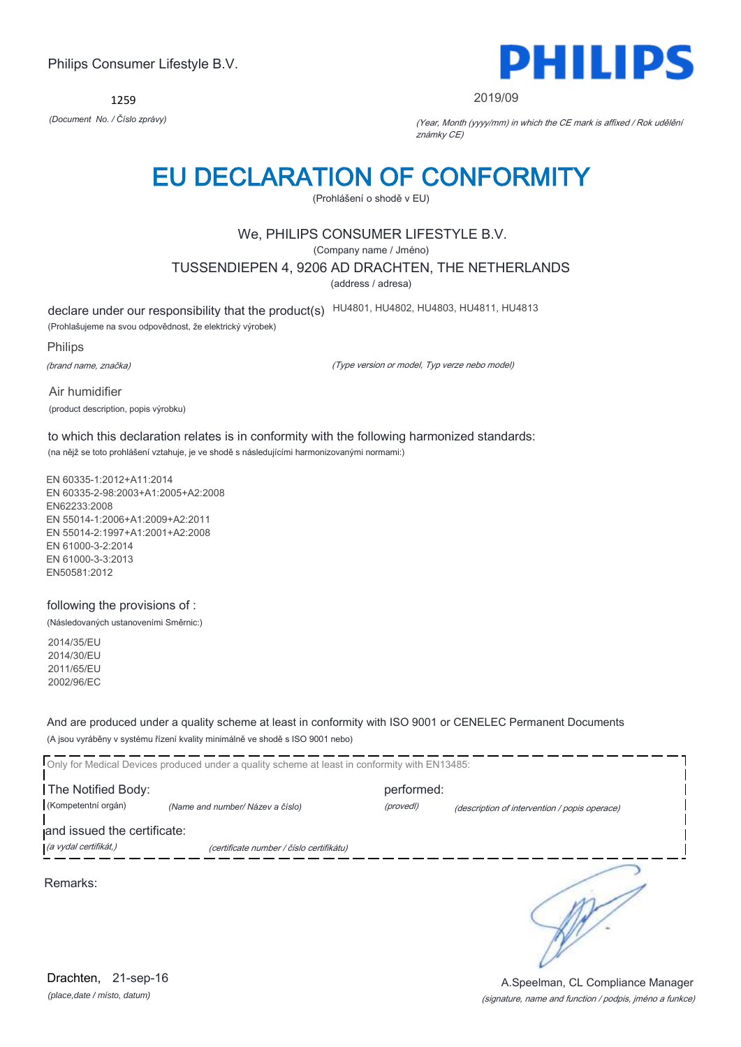Philips Consumer Lifestyle B.V.

**PHILIPS**

1259

*(Document No. / Číslo zprávy)*

2019/09

*(Year, Month (yyyy/mm) in which the CE mark is affixed / Rok udělění známky CE)*

# EU DECLARATION OF CONFORMITY

(Prohlášení o shodě v EU)

We, PHILIPS CONSUMER LIFESTYLE B.V.

(Company name / Jméno)

TUSSENDIEPEN 4, 9206 AD DRACHTEN, THE NETHERLANDS

(address / adresa)

declare under our responsibility that the product(s) HU4801, HU4802, HU4803, HU4811, HU4813

(Prohlašujeme na svou odpovědnost, že elektrický výrobek)

Philips

*(brand name, značka)*

*(Type version or model, Typ verze nebo model)*

Air humidifier

(product description, popis výrobku)

to which this declaration relates is in conformity with the following harmonized standards:

(na nějž se toto prohlášení vztahuje, je ve shodě s následujícími harmonizovanými normami:)

EN 60335-1:2012+A11:2014
EN 60335-2-98:2003+A1:2005+A2:2008
EN62233:2008
EN 55014-1:2006+A1:2009+A2:2011
EN 55014-2:1997+A1:2001+A2:2008
EN 61000-3-2:2014
EN 61000-3-3:2013
EN50581:2012

following the provisions of :

(Následovaných ustanoveními Směrnic:)

2014/35/EU
2014/30/EU
2011/65/EU
2002/96/EC

And are produced under a quality scheme at least in conformity with ISO 9001 or CENELEC Permanent Documents

(A jsou vyráběny v systému řízení kvality minimálně ve shodě s ISO 9001 nebo)

Only for Medical Devices produced under a quality scheme at least in conformity with EN13485:

The Notified Body: performed:

(Kompetentní orgán) *(Name and number/ Název a číslo)* *(provedl)* *(description of intervention / popis operace)*

and issued the certificate:

*(a vydal certifikát,)* *(certificate number / číslo certifikátu)*

Remarks:

Drachten, 21-sep-16

*(place,date / místo, datum)*

A.Speelman, CL Compliance Manager

*(signature, name and function / podpis, jméno a funkce)*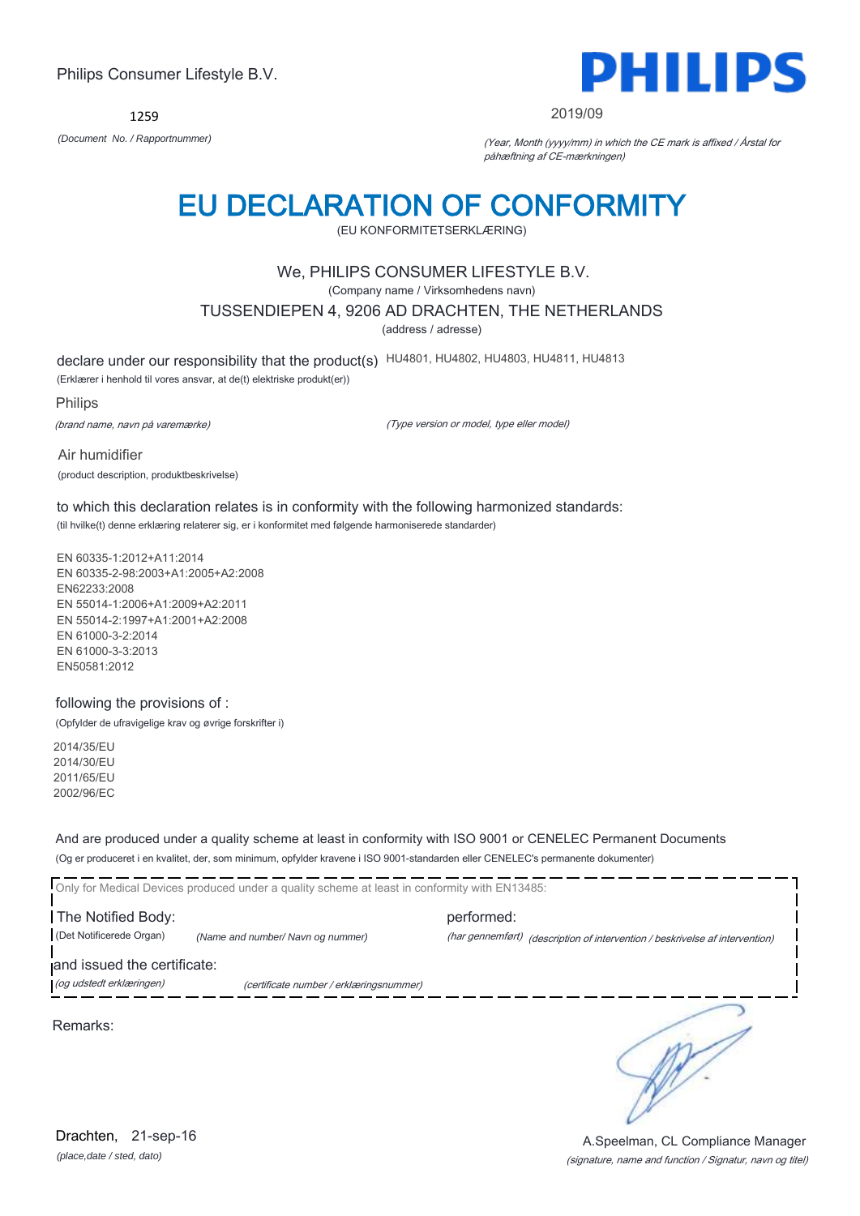Philips Consumer Lifestyle B.V.

**PHILIPS**

1259

*(Document No. / Rapportnummer)*

2019/09

*(Year, Month (yyyy/mm) in which the CE mark is affixed / Årstal for påhæftning af CE-mærkningen)*

# EU DECLARATION OF CONFORMITY

(EU KONFORMITETSERKLÆRING)

We, PHILIPS CONSUMER LIFESTYLE B.V.

(Company name / Virksomhedens navn)

TUSSENDIEPEN 4, 9206 AD DRACHTEN, THE NETHERLANDS

(address / adresse)

declare under our responsibility that the product(s) HU4801, HU4802, HU4803, HU4811, HU4813

(Erklærer i henhold til vores ansvar, at de(t) elektriske produkt(er))

Philips

*(brand name, navn på varemærke)*

*(Type version or model, type eller model)*

Air humidifier

(product description, produktbeskrivelse)

to which this declaration relates is in conformity with the following harmonized standards:

(til hvilke(t) denne erklæring relaterer sig, er i konformitet med følgende harmoniserede standarder)

EN 60335-1:2012+A11:2014
EN 60335-2-98:2003+A1:2005+A2:2008
EN62233:2008
EN 55014-1:2006+A1:2009+A2:2011
EN 55014-2:1997+A1:2001+A2:2008
EN 61000-3-2:2014
EN 61000-3-3:2013
EN50581:2012

following the provisions of :

(Opfylder de ufravigelige krav og øvrige forskrifter i)

2014/35/EU
2014/30/EU
2011/65/EU
2002/96/EC

And are produced under a quality scheme at least in conformity with ISO 9001 or CENELEC Permanent Documents

(Og er produceret i en kvalitet, der, som minimum, opfylder kravene i ISO 9001-standarden eller CENELEC's permanente dokumenter)

Only for Medical Devices produced under a quality scheme at least in conformity with EN13485:

The Notified Body: performed:

(Det Notificerede Organ) *(Name and number/ Navn og nummer)* *(har gennemført) (description of intervention / beskrivelse af intervention)*

and issued the certificate:

*(og udstedt erklæringen)* *(certificate number / erklæringsnummer)*

Remarks:

Drachten, 21-sep-16

*(place,date / sted, dato)*

A.Speelman, CL Compliance Manager

*(signature, name and function / Signatur, navn og titel)*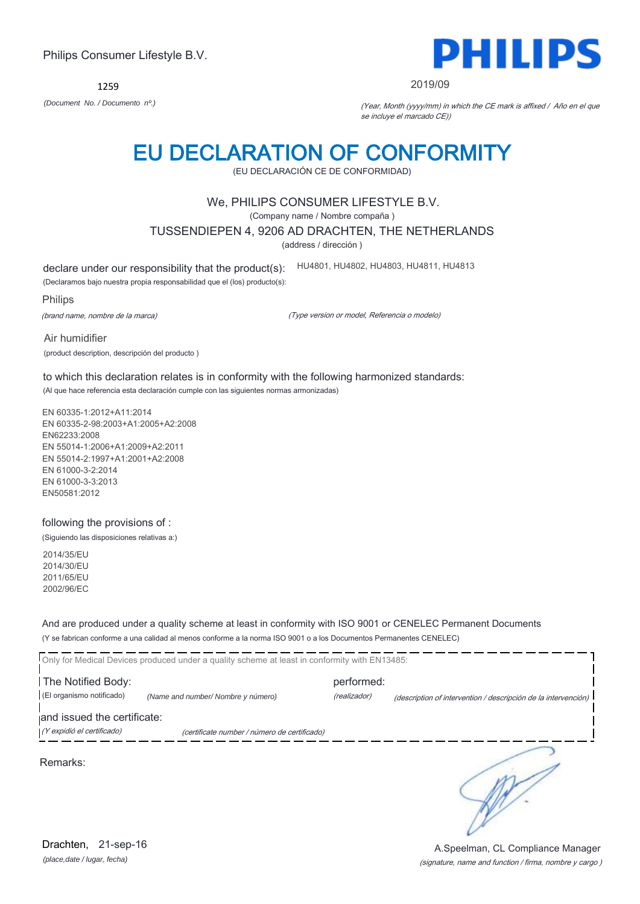Philips Consumer Lifestyle B.V.

1259

*(Document No. / Documento nº.)*

2019/09

*(Year, Month (yyyy/mm) in which the CE mark is affixed / Año en el que se incluye el marcado CE))*

# EU DECLARATION OF CONFORMITY

(EU DECLARACIÓN CE DE CONFORMIDAD)

We, PHILIPS CONSUMER LIFESTYLE B.V.

(Company name / Nombre compaña )

TUSSENDIEPEN 4, 9206 AD DRACHTEN, THE NETHERLANDS

(address / dirección )

declare under our responsibility that the product(s): HU4801, HU4802, HU4803, HU4811, HU4813

(Declaramos bajo nuestra propia responsabilidad que el (los) producto(s):

Philips

*(brand name, nombre de la marca)*

*(Type version or model, Referencia o modelo)*

Air humidifier

(product description, descripción del producto )

to which this declaration relates is in conformity with the following harmonized standards:

(Al que hace referencia esta declaración cumple con las siguientes normas armonizadas)

EN 60335-1:2012+A11:2014
EN 60335-2-98:2003+A1:2005+A2:2008
EN62233:2008
EN 55014-1:2006+A1:2009+A2:2011
EN 55014-2:1997+A1:2001+A2:2008
EN 61000-3-2:2014
EN 61000-3-3:2013
EN50581:2012

following the provisions of :

(Siguiendo las disposiciones relativas a:)

2014/35/EU
2014/30/EU
2011/65/EU
2002/96/EC

And are produced under a quality scheme at least in conformity with ISO 9001 or CENELEC Permanent Documents

(Y se fabrican conforme a una calidad al menos conforme a la norma ISO 9001 o a los Documentos Permanentes CENELEC)

Only for Medical Devices produced under a quality scheme at least in conformity with EN13485:

The Notified Body: performed:

(El organismo notificado) *(Name and number/ Nombre y número)* *(realizador)* *(description of intervention / descripción de la intervención)*

and issued the certificate:

*(Y expidió el certificado)* *(certificate number / número de certificado)*

Remarks:

Drachten, 21-sep-16

*(place,date / lugar, fecha)*

A.Speelman, CL Compliance Manager

*(signature, name and function / firma, nombre y cargo )*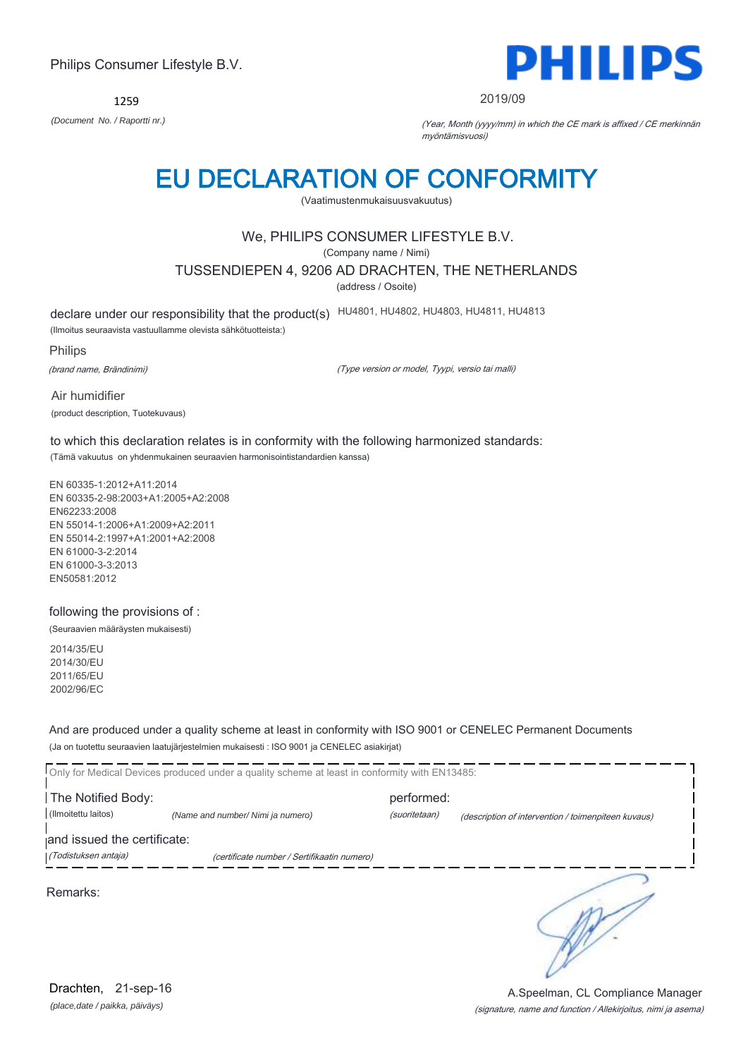Philips Consumer Lifestyle B.V.

**PHILIPS**

1259

*(Document No. / Raportti nr.)*

2019/09

*(Year, Month (yyyy/mm) in which the CE mark is affixed / CE merkinnän myöntämisvuosi)*

# EU DECLARATION OF CONFORMITY

(Vaatimustenmukaisuusvakuutus)

We, PHILIPS CONSUMER LIFESTYLE B.V.

(Company name / Nimi)

TUSSENDIEPEN 4, 9206 AD DRACHTEN, THE NETHERLANDS

(address / Osoite)

declare under our responsibility that the product(s) HU4801, HU4802, HU4803, HU4811, HU4813

(Ilmoitus seuraavista vastuullamme olevista sähkötuotteista:)

Philips

*(brand name, Brändinimi)*

*(Type version or model, Tyypi, versio tai malli)*

Air humidifier

(product description, Tuotekuvaus)

to which this declaration relates is in conformity with the following harmonized standards:

(Tämä vakuutus on yhdenmukainen seuraavien harmonisointistandardien kanssa)

EN 60335-1:2012+A11:2014
EN 60335-2-98:2003+A1:2005+A2:2008
EN62233:2008
EN 55014-1:2006+A1:2009+A2:2011
EN 55014-2:1997+A1:2001+A2:2008
EN 61000-3-2:2014
EN 61000-3-3:2013
EN50581:2012

following the provisions of :

(Seuraavien määräysten mukaisesti)

2014/35/EU
2014/30/EU
2011/65/EU
2002/96/EC

And are produced under a quality scheme at least in conformity with ISO 9001 or CENELEC Permanent Documents

(Ja on tuotettu seuraavien laatujärjestelmien mukaisesti : ISO 9001 ja CENELEC asiakirjat)

Only for Medical Devices produced under a quality scheme at least in conformity with EN13485:

The Notified Body: performed:

(Ilmoitettu laitos) *(Name and number/ Nimi ja numero)* *(suoritetaan)* *(description of intervention / toimenpiteen kuvaus)*

and issued the certificate:

*(Todistuksen antaja)* *(certificate number / Sertifikaatin numero)*

Remarks:

Drachten, 21-sep-16

*(place,date / paikka, päiväys)*

A.Speelman, CL Compliance Manager

*(signature, name and function / Allekirjoitus, nimi ja asema)*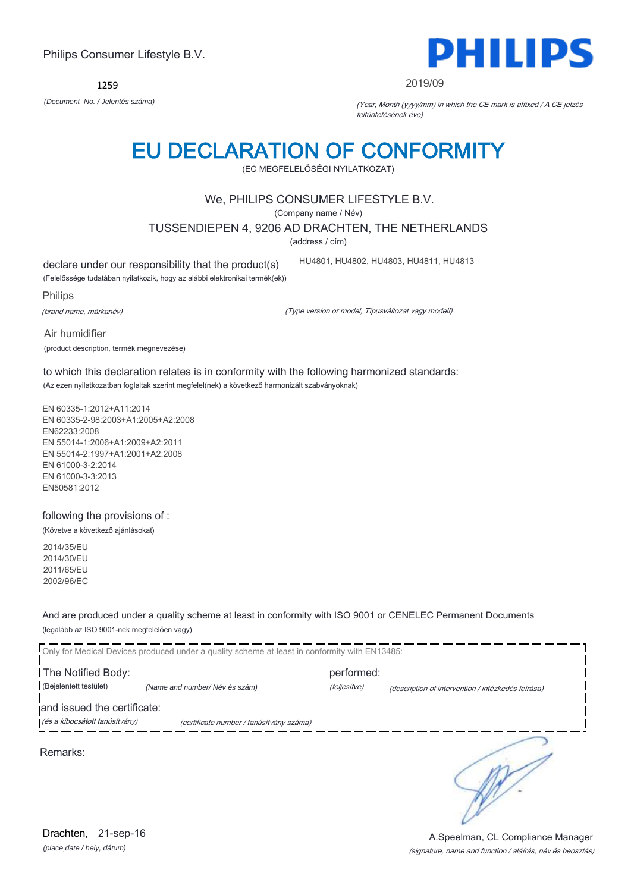Philips Consumer Lifestyle B.V.

**PHILIPS**

1259

*(Document No. / Jelentés száma)*

2019/09

*(Year, Month (yyyy/mm) in which the CE mark is affixed / A CE jelzés feltüntetésének éve)*

# EU DECLARATION OF CONFORMITY

(EC MEGFELELŐSÉGI NYILATKOZAT)

We, PHILIPS CONSUMER LIFESTYLE B.V.

(Company name / Név)

TUSSENDIEPEN 4, 9206 AD DRACHTEN, THE NETHERLANDS

(address / cím)

declare under our responsibility that the product(s) HU4801, HU4802, HU4803, HU4811, HU4813

(Felelőssége tudatában nyilatkozik, hogy az alábbi elektronikai termék(ek))

Philips

*(brand name, márkanév)*

*(Type version or model, Típusváltozat vagy modell)*

Air humidifier

(product description, termék megnevezése)

to which this declaration relates is in conformity with the following harmonized standards:

(Az ezen nyilatkozatban foglaltak szerint megfelel(nek) a következő harmonizált szabványoknak)

EN 60335-1:2012+A11:2014
EN 60335-2-98:2003+A1:2005+A2:2008
EN62233:2008
EN 55014-1:2006+A1:2009+A2:2011
EN 55014-2:1997+A1:2001+A2:2008
EN 61000-3-2:2014
EN 61000-3-3:2013
EN50581:2012

following the provisions of :

(Követve a következő ajánlásokat)

2014/35/EU
2014/30/EU
2011/65/EU
2002/96/EC

And are produced under a quality scheme at least in conformity with ISO 9001 or CENELEC Permanent Documents

(legalább az ISO 9001-nek megfelelően vagy)

Only for Medical Devices produced under a quality scheme at least in conformity with EN13485:

The Notified Body: performed:

(Bejelentett testület) *(Name and number/ Név és szám)* *(teljesítve)* *(description of intervention / intézkedés leírása)*

and issued the certificate:

*(és a kibocsátott tanúsítvány)* *(certificate number / tanúsítvány száma)*

Remarks:

Drachten, 21-sep-16

*(place,date / hely, dátum)*

A.Speelman, CL Compliance Manager

*(signature, name and function / aláírás, név és beosztás)*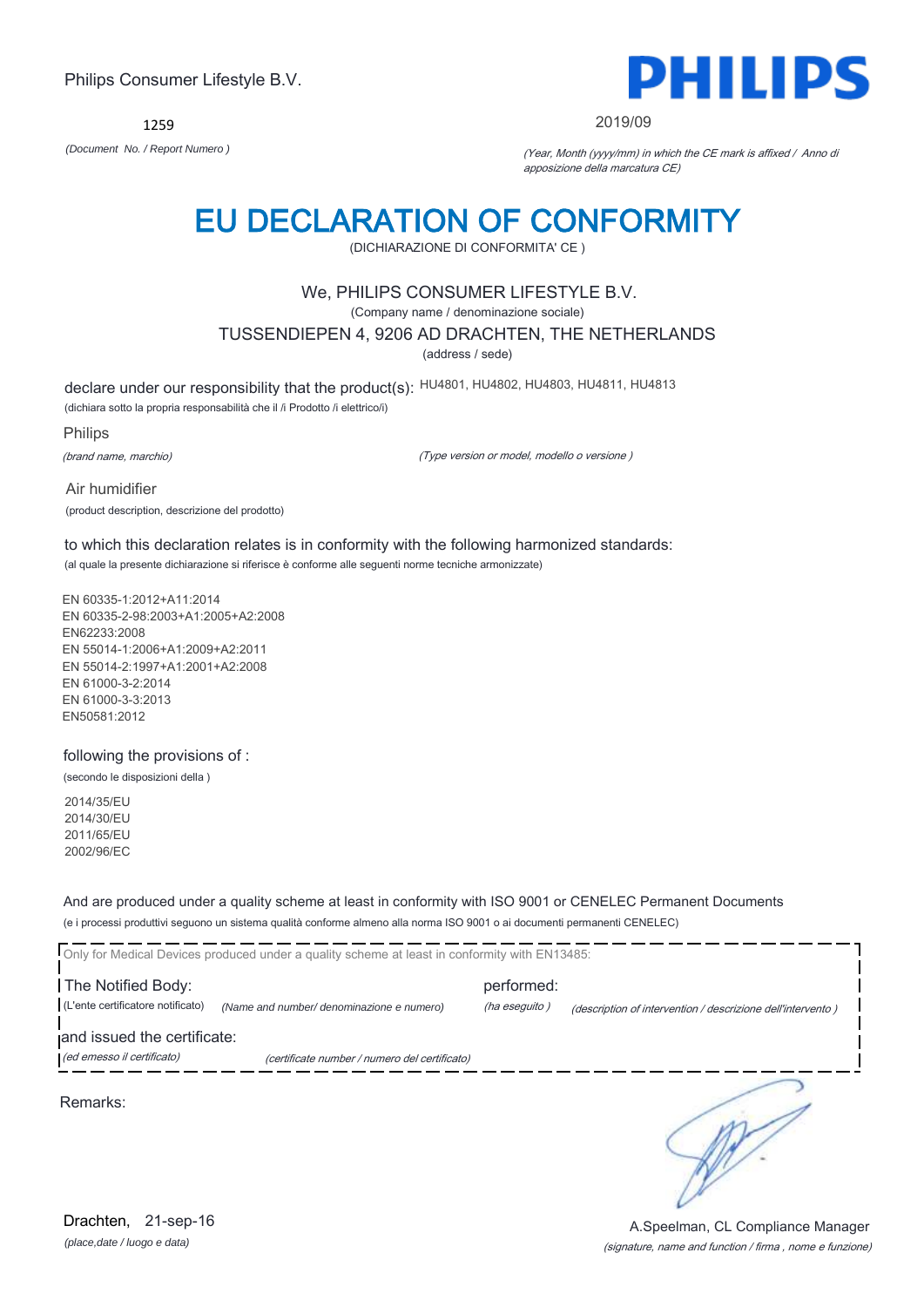Philips Consumer Lifestyle B.V.

**PHILIPS**

1259

*(Document No. / Report Numero )*

2019/09

*(Year, Month (yyyy/mm) in which the CE mark is affixed / Anno di apposizione della marcatura CE)*

# EU DECLARATION OF CONFORMITY

(DICHIARAZIONE DI CONFORMITA' CE )

We, PHILIPS CONSUMER LIFESTYLE B.V.

(Company name / denominazione sociale)

TUSSENDIEPEN 4, 9206 AD DRACHTEN, THE NETHERLANDS

(address / sede)

declare under our responsibility that the product(s): HU4801, HU4802, HU4803, HU4811, HU4813

(dichiara sotto la propria responsabilità che il /i Prodotto /i elettrico/i)

Philips

*(brand name, marchio)*

*(Type version or model, modello o versione )*

Air humidifier

(product description, descrizione del prodotto)

to which this declaration relates is in conformity with the following harmonized standards:

(al quale la presente dichiarazione si riferisce è conforme alle seguenti norme tecniche armonizzate)

EN 60335-1:2012+A11:2014
EN 60335-2-98:2003+A1:2005+A2:2008
EN62233:2008
EN 55014-1:2006+A1:2009+A2:2011
EN 55014-2:1997+A1:2001+A2:2008
EN 61000-3-2:2014
EN 61000-3-3:2013
EN50581:2012

following the provisions of :

(secondo le disposizioni della )

2014/35/EU
2014/30/EU
2011/65/EU
2002/96/EC

And are produced under a quality scheme at least in conformity with ISO 9001 or CENELEC Permanent Documents

(e i processi produttivi seguono un sistema qualità conforme almeno alla norma ISO 9001 o ai documenti permanenti CENELEC)

Only for Medical Devices produced under a quality scheme at least in conformity with EN13485:

The Notified Body: performed:

(L'ente certificatore notificato) *(Name and number/ denominazione e numero)* *(ha eseguito )* *(description of intervention / descrizione dell'intervento )*

and issued the certificate:

*(ed emesso il certificato)* *(certificate number / numero del certificato)*

Remarks:

Drachten, 21-sep-16

*(place,date / luogo e data)*

A.Speelman, CL Compliance Manager

*(signature, name and function / firma , nome e funzione)*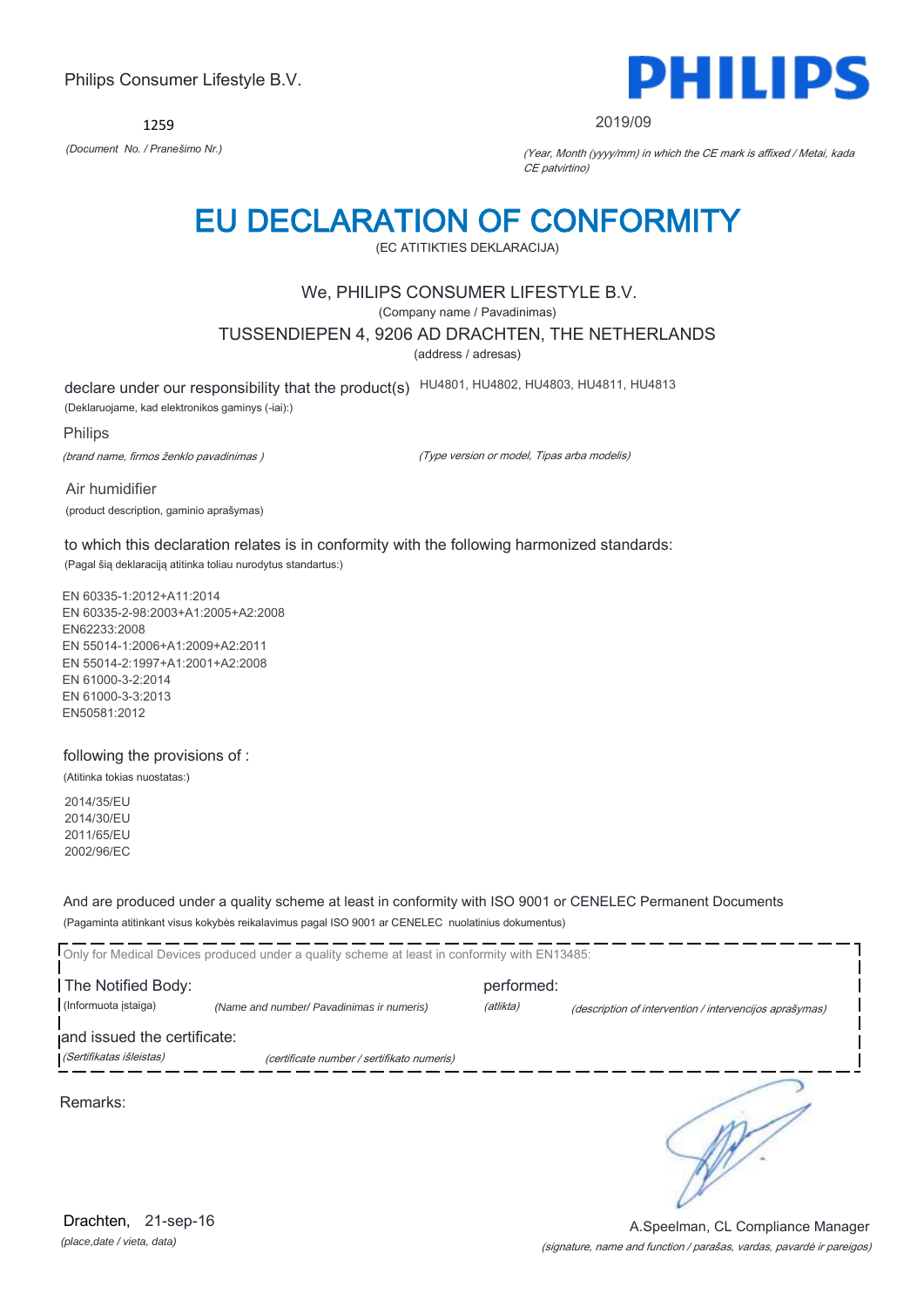Philips Consumer Lifestyle B.V.

**PHILIPS**

1259

*(Document No. / Pranešimo Nr.)*

2019/09

*(Year, Month (yyyy/mm) in which the CE mark is affixed / Metai, kada CE patvirtino)*

# EU DECLARATION OF CONFORMITY

(EC ATITIKTIES DEKLARACIJA)

We, PHILIPS CONSUMER LIFESTYLE B.V.

(Company name / Pavadinimas)

TUSSENDIEPEN 4, 9206 AD DRACHTEN, THE NETHERLANDS

(address / adresas)

declare under our responsibility that the product(s) HU4801, HU4802, HU4803, HU4811, HU4813

(Deklaruojame, kad elektronikos gaminys (-iai):)

Philips

*(brand name, firmos ženklo pavadinimas )*

*(Type version or model, Tipas arba modelis)*

Air humidifier

(product description, gaminio aprašymas)

to which this declaration relates is in conformity with the following harmonized standards:

(Pagal šią deklaraciją atitinka toliau nurodytus standartus:)

EN 60335-1:2012+A11:2014
EN 60335-2-98:2003+A1:2005+A2:2008
EN62233:2008
EN 55014-1:2006+A1:2009+A2:2011
EN 55014-2:1997+A1:2001+A2:2008
EN 61000-3-2:2014
EN 61000-3-3:2013
EN50581:2012

following the provisions of :

(Atitinka tokias nuostatas:)

2014/35/EU
2014/30/EU
2011/65/EU
2002/96/EC

And are produced under a quality scheme at least in conformity with ISO 9001 or CENELEC Permanent Documents

(Pagaminta atitinkant visus kokybės reikalavimus pagal ISO 9001 ar CENELEC nuolatinius dokumentus)

Only for Medical Devices produced under a quality scheme at least in conformity with EN13485:

The Notified Body: performed:

(Informuota įstaiga) *(Name and number/ Pavadinimas ir numeris)* *(atlikta)* *(description of intervention / intervencijos aprašymas)*

and issued the certificate:

*(Sertifikatas išleistas)* *(certificate number / sertifikato numeris)*

Remarks:

Drachten, 21-sep-16

*(place,date / vieta, data)*

A.Speelman, CL Compliance Manager

*(signature, name and function / parašas, vardas, pavardė ir pareigos)*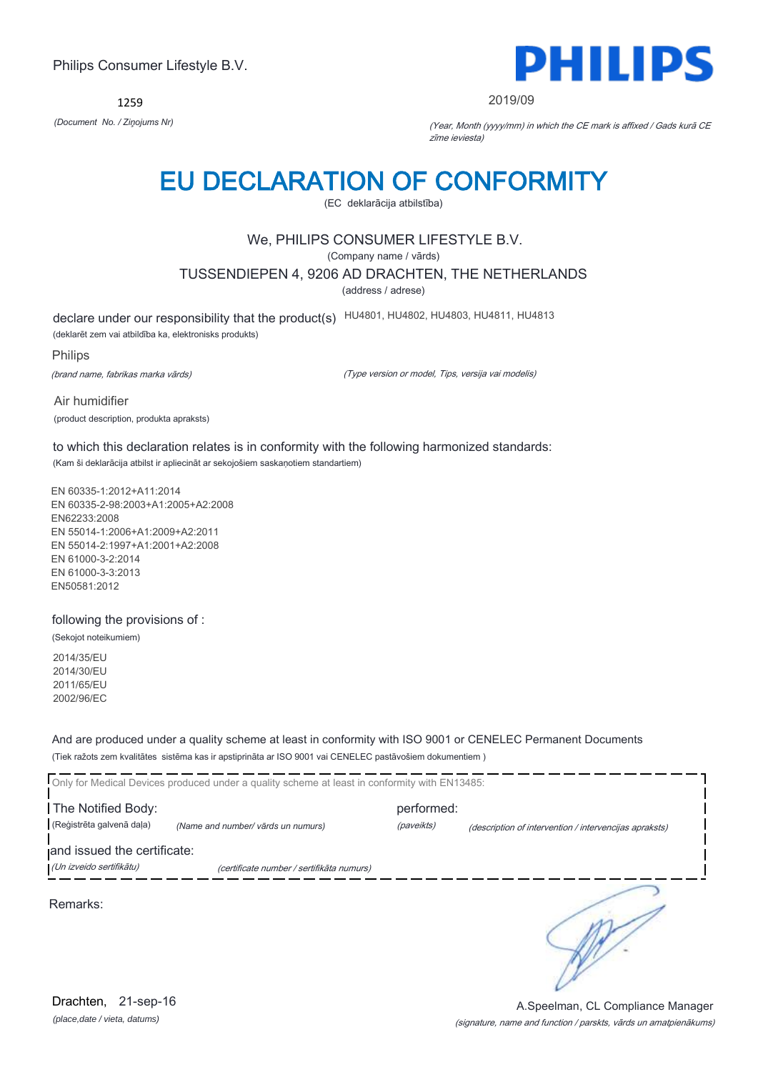Philips Consumer Lifestyle B.V.

**PHILIPS**

1259

*(Document No. / Ziņojums Nr)*

2019/09

*(Year, Month (yyyy/mm) in which the CE mark is affixed / Gads kurā CE zīme ieviesta)*

# EU DECLARATION OF CONFORMITY

(EC deklarācija atbilstība)

We, PHILIPS CONSUMER LIFESTYLE B.V.

(Company name / vārds)

TUSSENDIEPEN 4, 9206 AD DRACHTEN, THE NETHERLANDS

(address / adrese)

declare under our responsibility that the product(s) HU4801, HU4802, HU4803, HU4811, HU4813

(deklarēt zem vai atbildība ka, elektronisks produkts)

Philips

*(brand name, fabrikas marka vārds)*

*(Type version or model, Tips, versija vai modelis)*

Air humidifier

(product description, produkta apraksts)

to which this declaration relates is in conformity with the following harmonized standards:

(Kam ši deklarācija atbilst ir apliecināt ar sekojošiem saskaņotiem standartiem)

EN 60335-1:2012+A11:2014
EN 60335-2-98:2003+A1:2005+A2:2008
EN62233:2008
EN 55014-1:2006+A1:2009+A2:2011
EN 55014-2:1997+A1:2001+A2:2008
EN 61000-3-2:2014
EN 61000-3-3:2013
EN50581:2012

following the provisions of :

(Sekojot noteikumiem)

2014/35/EU
2014/30/EU
2011/65/EU
2002/96/EC

And are produced under a quality scheme at least in conformity with ISO 9001 or CENELEC Permanent Documents

(Tiek ražots zem kvalitātes sistēma kas ir apstiprināta ar ISO 9001 vai CENELEC pastāvošiem dokumentiem )

Only for Medical Devices produced under a quality scheme at least in conformity with EN13485:

The Notified Body: performed:

(Reģistrēta galvenā daļa) *(Name and number/ vārds un numurs)* *(paveikts)* *(description of intervention / intervencijas apraksts)*

and issued the certificate:

*(Un izveido sertifikātu)* *(certificate number / sertifikāta numurs)*

Remarks:

Drachten, 21-sep-16

*(place,date / vieta, datums)*

A.Speelman, CL Compliance Manager

*(signature, name and function / parksts, vārds un amatpienākums)*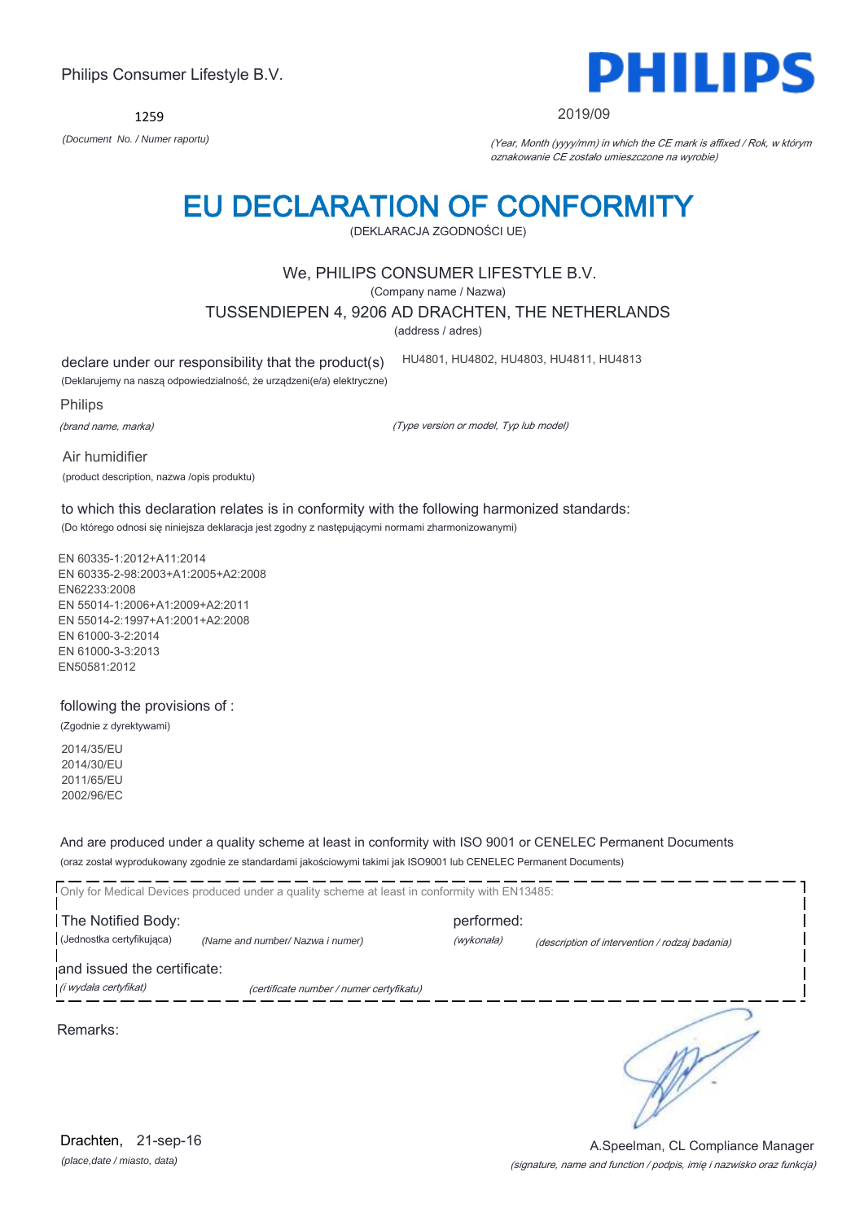Philips Consumer Lifestyle B.V.

**PHILIPS**

1259

*(Document No. / Numer raportu)*

2019/09

*(Year, Month (yyyy/mm) in which the CE mark is affixed / Rok, w którym oznakowanie CE zostało umieszczone na wyrobie)*

# EU DECLARATION OF CONFORMITY

(DEKLARACJA ZGODNOŚCI UE)

We, PHILIPS CONSUMER LIFESTYLE B.V.

(Company name / Nazwa)

TUSSENDIEPEN 4, 9206 AD DRACHTEN, THE NETHERLANDS

(address / adres)

declare under our responsibility that the product(s) HU4801, HU4802, HU4803, HU4811, HU4813

(Deklarujemy na naszą odpowiedzialność, że urządzeni(e/a) elektryczne)

Philips

*(brand name, marka)*

*(Type version or model, Typ lub model)*

Air humidifier

(product description, nazwa /opis produktu)

to which this declaration relates is in conformity with the following harmonized standards:

(Do którego odnosi się niniejsza deklaracja jest zgodny z następującymi normami zharmonizowanymi)

EN 60335-1:2012+A11:2014
EN 60335-2-98:2003+A1:2005+A2:2008
EN62233:2008
EN 55014-1:2006+A1:2009+A2:2011
EN 55014-2:1997+A1:2001+A2:2008
EN 61000-3-2:2014
EN 61000-3-3:2013
EN50581:2012

following the provisions of :

(Zgodnie z dyrektywami)

2014/35/EU
2014/30/EU
2011/65/EU
2002/96/EC

And are produced under a quality scheme at least in conformity with ISO 9001 or CENELEC Permanent Documents

(oraz został wyprodukowany zgodnie ze standardami jakościowymi takimi jak ISO9001 lub CENELEC Permanent Documents)

Only for Medical Devices produced under a quality scheme at least in conformity with EN13485:

The Notified Body: performed:

(Jednostka certyfikująca) *(Name and number/ Nazwa i numer)* *(wykonała)* *(description of intervention / rodzaj badania)*

and issued the certificate:

*(i wydała certyfikat)* *(certificate number / numer certyfikatu)*

Remarks:

Drachten, 21-sep-16

*(place,date / miasto, data)*

A.Speelman, CL Compliance Manager

*(signature, name and function / podpis, imię i nazwisko oraz funkcja)*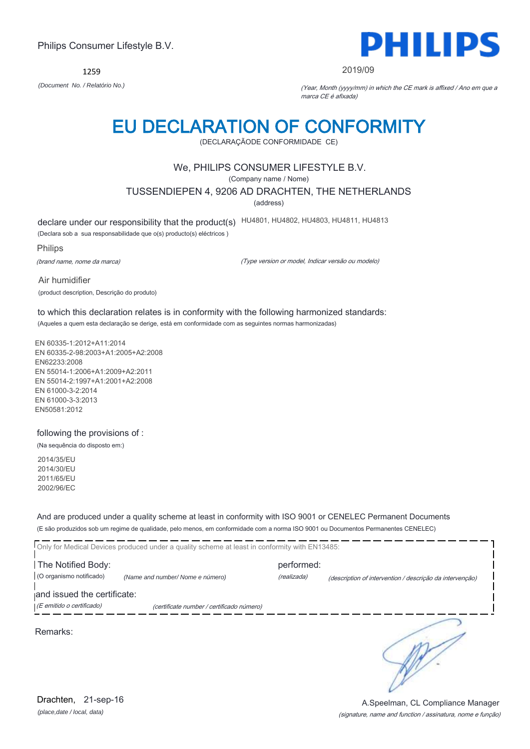Philips Consumer Lifestyle B.V.

**PHILIPS**

1259

*(Document No. / Relatório No.)*

2019/09

*(Year, Month (yyyy/mm) in which the CE mark is affixed / Ano em que a marca CE é afixada)*

# EU DECLARATION OF CONFORMITY

(DECLARAÇÃODE CONFORMIDADE CE)

We, PHILIPS CONSUMER LIFESTYLE B.V.

(Company name / Nome)

TUSSENDIEPEN 4, 9206 AD DRACHTEN, THE NETHERLANDS

(address)

declare under our responsibility that the product(s) HU4801, HU4802, HU4803, HU4811, HU4813

(Declara sob a sua responsabilidade que o(s) producto(s) eléctricos )

Philips

*(brand name, nome da marca)*

*(Type version or model, Indicar versão ou modelo)*

Air humidifier

(product description, Descrição do produto)

to which this declaration relates is in conformity with the following harmonized standards:

(Aqueles a quem esta declaração se derige, está em conformidade com as seguintes normas harmonizadas)

EN 60335-1:2012+A11:2014
EN 60335-2-98:2003+A1:2005+A2:2008
EN62233:2008
EN 55014-1:2006+A1:2009+A2:2011
EN 55014-2:1997+A1:2001+A2:2008
EN 61000-3-2:2014
EN 61000-3-3:2013
EN50581:2012

following the provisions of :

(Na sequência do disposto em:)

2014/35/EU
2014/30/EU
2011/65/EU
2002/96/EC

And are produced under a quality scheme at least in conformity with ISO 9001 or CENELEC Permanent Documents

(E são produzidos sob um regime de qualidade, pelo menos, em conformidade com a norma ISO 9001 ou Documentos Permanentes CENELEC)

Only for Medical Devices produced under a quality scheme at least in conformity with EN13485:

The Notified Body: performed:

(O organismo notificado) *(Name and number/ Nome e número)* *(realizada)* *(description of intervention / descrição da intervenção)*

and issued the certificate:

*(E emitido o certificado)* *(certificate number / certificado número)*

Remarks:

Drachten, 21-sep-16

*(place,date / local, data)*

A.Speelman, CL Compliance Manager

*(signature, name and function / assinatura, nome e função)*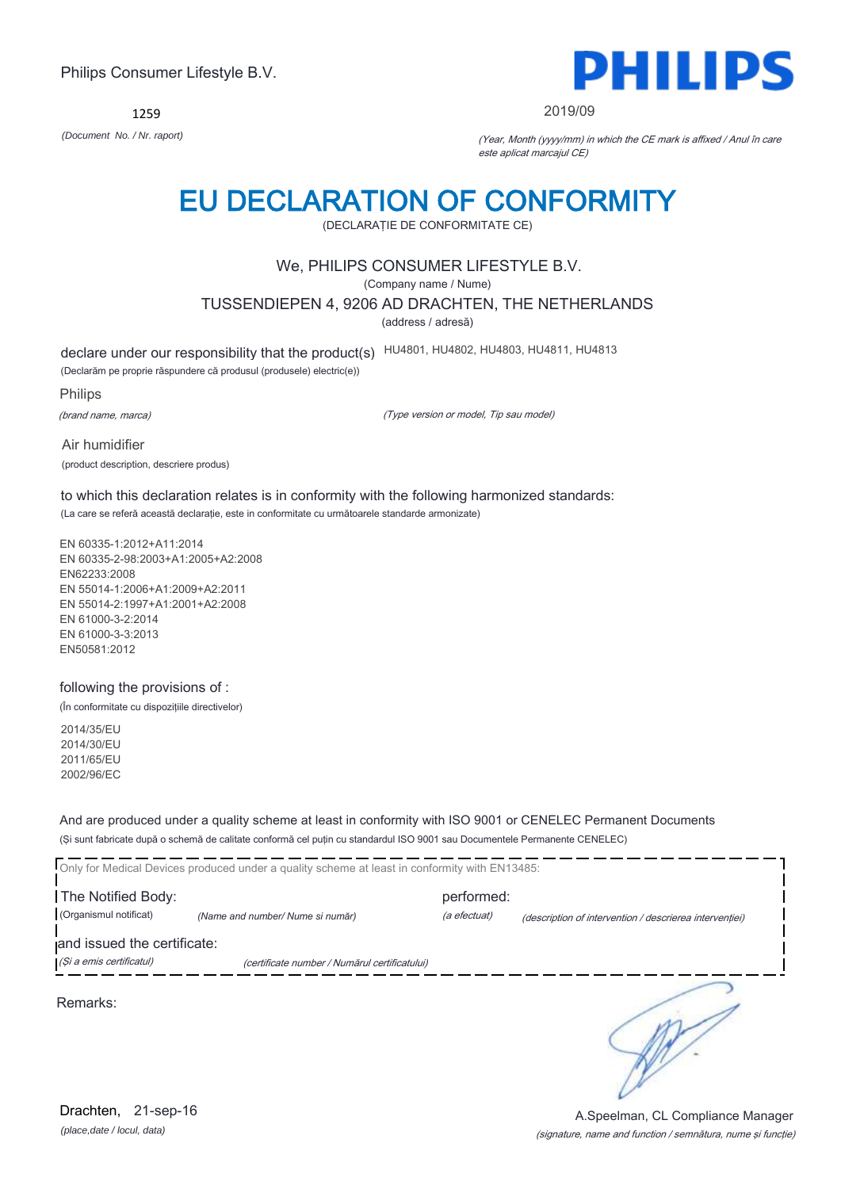Philips Consumer Lifestyle B.V.

**PHILIPS**

1259

*(Document No. / Nr. raport)*

2019/09

*(Year, Month (yyyy/mm) in which the CE mark is affixed / Anul în care este aplicat marcajul CE)*

# EU DECLARATION OF CONFORMITY

(DECLARAȚIE DE CONFORMITATE CE)

We, PHILIPS CONSUMER LIFESTYLE B.V.

(Company name / Nume)

TUSSENDIEPEN 4, 9206 AD DRACHTEN, THE NETHERLANDS

(address / adresă)

declare under our responsibility that the product(s) HU4801, HU4802, HU4803, HU4811, HU4813

(Declarăm pe proprie răspundere că produsul (produsele) electric(e))

Philips

*(brand name, marca)*

*(Type version or model, Tip sau model)*

Air humidifier

(product description, descriere produs)

to which this declaration relates is in conformity with the following harmonized standards:

(La care se referă această declarație, este in conformitate cu următoarele standarde armonizate)

EN 60335-1:2012+A11:2014
EN 60335-2-98:2003+A1:2005+A2:2008
EN62233:2008
EN 55014-1:2006+A1:2009+A2:2011
EN 55014-2:1997+A1:2001+A2:2008
EN 61000-3-2:2014
EN 61000-3-3:2013
EN50581:2012

following the provisions of :

(În conformitate cu dispozițiile directivelor)

2014/35/EU
2014/30/EU
2011/65/EU
2002/96/EC

And are produced under a quality scheme at least in conformity with ISO 9001 or CENELEC Permanent Documents

(Și sunt fabricate după o schemă de calitate conformă cel puțin cu standardul ISO 9001 sau Documentele Permanente CENELEC)

Only for Medical Devices produced under a quality scheme at least in conformity with EN13485:

The Notified Body: performed:

(Organismul notificat) *(Name and number/ Nume si număr)* *(a efectuat)* *(description of intervention / descrierea intervenției)*

and issued the certificate:

*(Și a emis certificatul)* *(certificate number / Numărul certificatului)*

Remarks:

Drachten, 21-sep-16

*(place,date / locul, data)*

A.Speelman, CL Compliance Manager

*(signature, name and function / semnătura, nume și funcție)*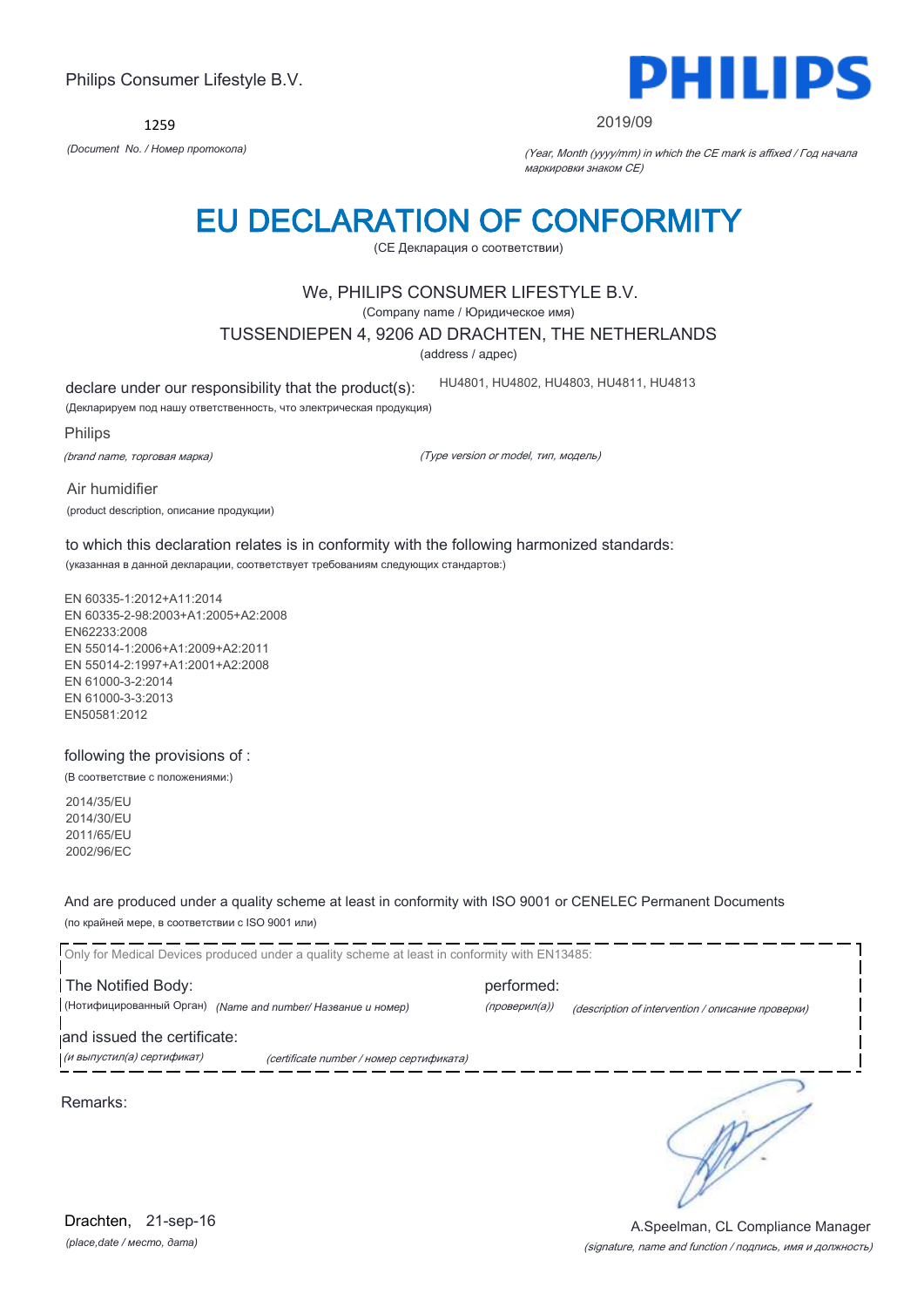Philips Consumer Lifestyle B.V.

1259

*(Document No. / Номер протокола)*

2019/09

*(Year, Month (yyyy/mm) in which the CE mark is affixed / Год начала маркировки знаком CE)*

# EU DECLARATION OF CONFORMITY

(CE Декларация о соответствии)

We, PHILIPS CONSUMER LIFESTYLE B.V.

(Company name / Юридическое имя)

TUSSENDIEPEN 4, 9206 AD DRACHTEN, THE NETHERLANDS

(address / адрес)

declare under our responsibility that the product(s): HU4801, HU4802, HU4803, HU4811, HU4813

(Декларируем под нашу ответственность, что электрическая продукция)

Philips

*(brand name, торговая марка)*

*(Type version or model, тип, модель)*

Air humidifier

(product description, описание продукции)

to which this declaration relates is in conformity with the following harmonized standards:

(указанная в данной декларации, соответствует требованиям следующих стандартов:)

EN 60335-1:2012+A11:2014
EN 60335-2-98:2003+A1:2005+A2:2008
EN62233:2008
EN 55014-1:2006+A1:2009+A2:2011
EN 55014-2:1997+A1:2001+A2:2008
EN 61000-3-2:2014
EN 61000-3-3:2013
EN50581:2012

following the provisions of :

(В соответствие с положениями:)

2014/35/EU
2014/30/EU
2011/65/EU
2002/96/EC

And are produced under a quality scheme at least in conformity with ISO 9001 or CENELEC Permanent Documents

(по крайней мере, в соответствии с ISO 9001 или)

Only for Medical Devices produced under a quality scheme at least in conformity with EN13485:

The Notified Body: performed:

(Нотифицированный Орган) *(Name and number/ Название и номер)* *(проверил(а))* *(description of intervention / описание проверки)*

and issued the certificate:

*(и выпустил(а) сертификат)* *(certificate number / номер сертификата)*

Remarks:

Drachten, 21-sep-16

*(place,date / место, дата)*

A.Speelman, CL Compliance Manager

*(signature, name and function / подпись, имя и должность)*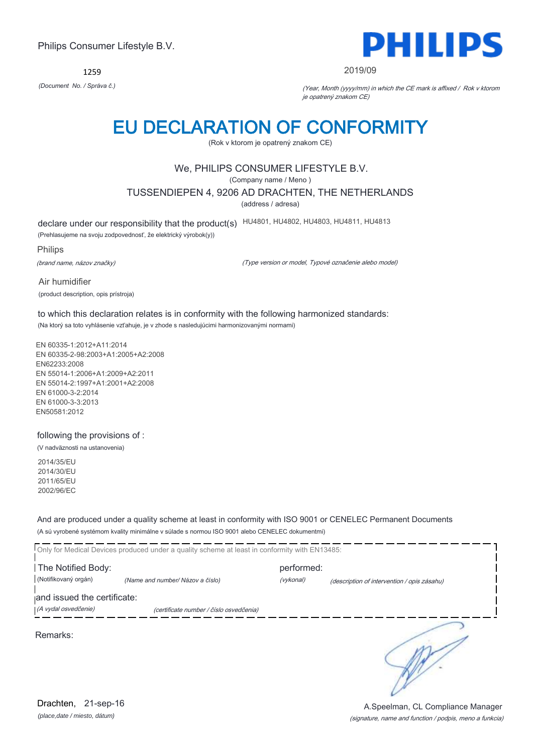Philips Consumer Lifestyle B.V.

1259

*(Document No. / Správa č.)*

2019/09

*(Year, Month (yyyy/mm) in which the CE mark is affixed / Rok v ktorom je opatrený znakom CE)*

# EU DECLARATION OF CONFORMITY

(Rok v ktorom je opatrený znakom CE)

We, PHILIPS CONSUMER LIFESTYLE B.V.

(Company name / Meno )

TUSSENDIEPEN 4, 9206 AD DRACHTEN, THE NETHERLANDS

(address / adresa)

declare under our responsibility that the product(s) HU4801, HU4802, HU4803, HU4811, HU4813

(Prehlasujeme na svoju zodpovednosť, že elektrický výrobok(y))

Philips

*(brand name, názov značky)*

*(Type version or model, Typové označenie alebo model)*

Air humidifier

(product description, opis prístroja)

to which this declaration relates is in conformity with the following harmonized standards:

(Na ktorý sa toto vyhlásenie vzťahuje, je v zhode s nasledujúcimi harmonizovanými normami)

EN 60335-1:2012+A11:2014
EN 60335-2-98:2003+A1:2005+A2:2008
EN62233:2008
EN 55014-1:2006+A1:2009+A2:2011
EN 55014-2:1997+A1:2001+A2:2008
EN 61000-3-2:2014
EN 61000-3-3:2013
EN50581:2012

following the provisions of :

(V nadväznosti na ustanovenia)

2014/35/EU
2014/30/EU
2011/65/EU
2002/96/EC

And are produced under a quality scheme at least in conformity with ISO 9001 or CENELEC Permanent Documents

(A sú vyrobené systémom kvality minimálne v súlade s normou ISO 9001 alebo CENELEC dokumentmi)

Only for Medical Devices produced under a quality scheme at least in conformity with EN13485:

The Notified Body: (Notifikovaný orgán) *(Name and number/ Názov a číslo)*

performed: *(vykonal)* *(description of intervention / opis zásahu)*

and issued the certificate: *(A vydal osvedčenie)* *(certificate number / číslo osvedčenia)*

Remarks:

Drachten, 21-sep-16

*(place,date / miesto, dátum)*

A.Speelman, CL Compliance Manager

*(signature, name and function / podpis, meno a funkcia)*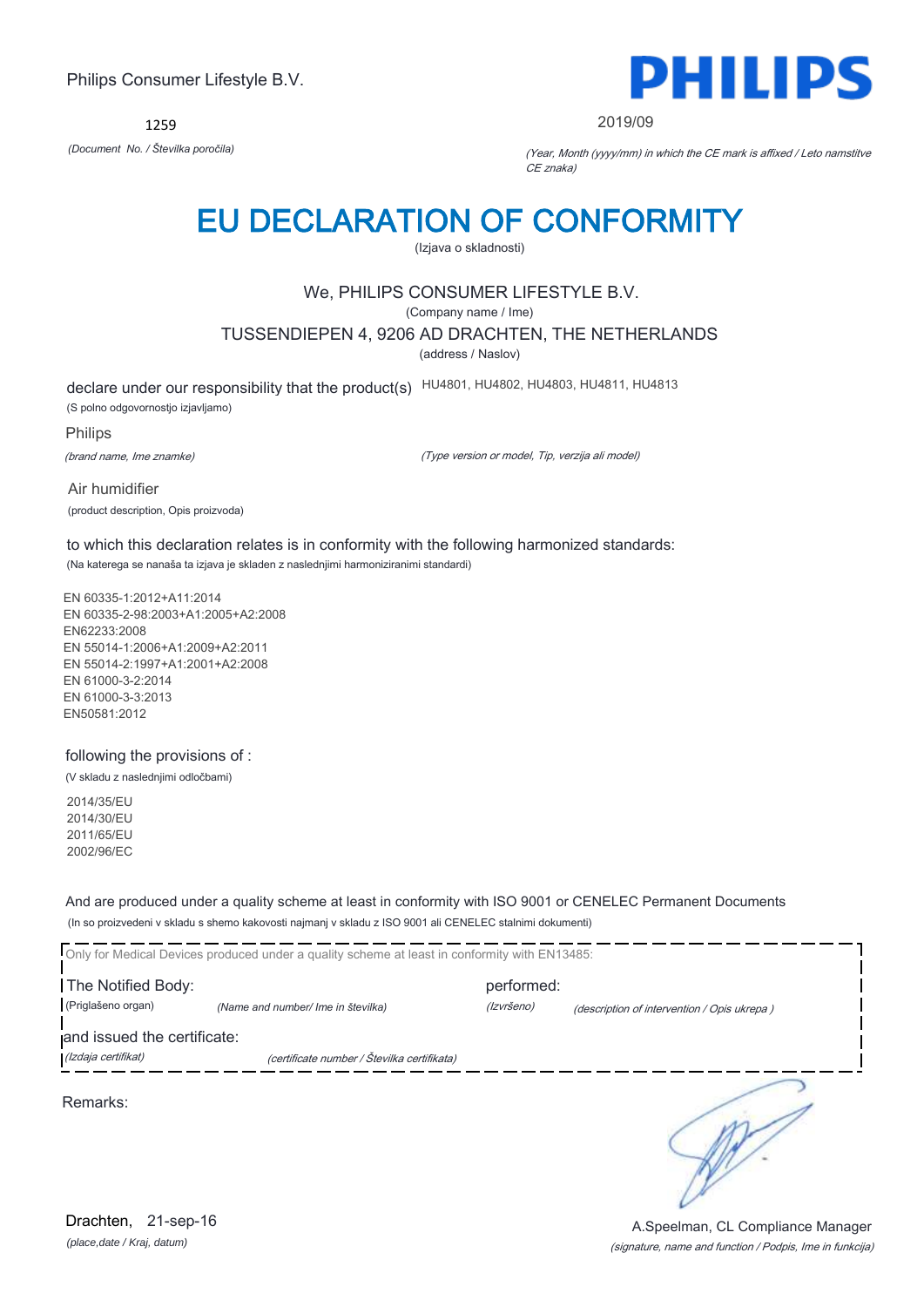Philips Consumer Lifestyle B.V.

PHILIPS

1259

*(Document No. / Številka poročila)*

2019/09

*(Year, Month (yyyy/mm) in which the CE mark is affixed / Leto namstitve CE znaka)*

# EU DECLARATION OF CONFORMITY

(Izjava o skladnosti)

We, PHILIPS CONSUMER LIFESTYLE B.V.

(Company name / Ime)

TUSSENDIEPEN 4, 9206 AD DRACHTEN, THE NETHERLANDS

(address / Naslov)

declare under our responsibility that the product(s) HU4801, HU4802, HU4803, HU4811, HU4813

(S polno odgovornostjo izjavljamo)

Philips

*(brand name, Ime znamke)*

*(Type version or model, Tip, verzija ali model)*

Air humidifier

(product description, Opis proizvoda)

to which this declaration relates is in conformity with the following harmonized standards:

(Na katerega se nanaša ta izjava je skladen z naslednjimi harmoniziranimi standardi)

EN 60335-1:2012+A11:2014
EN 60335-2-98:2003+A1:2005+A2:2008
EN62233:2008
EN 55014-1:2006+A1:2009+A2:2011
EN 55014-2:1997+A1:2001+A2:2008
EN 61000-3-2:2014
EN 61000-3-3:2013
EN50581:2012

following the provisions of :

(V skladu z naslednjimi odločbami)

2014/35/EU
2014/30/EU
2011/65/EU
2002/96/EC

And are produced under a quality scheme at least in conformity with ISO 9001 or CENELEC Permanent Documents

(In so proizvedeni v skladu s shemo kakovosti najmanj v skladu z ISO 9001 ali CENELEC stalnimi dokumenti)

Only for Medical Devices produced under a quality scheme at least in conformity with EN13485:

The Notified Body: performed:

(Priglašeno organ) *(Name and number/ Ime in številka)* *(Izvršeno)* *(description of intervention / Opis ukrepa )*

and issued the certificate:

*(Izdaja certifikat)* *(certificate number / Številka certifikata)*

Remarks:

Drachten, 21-sep-16

*(place,date / Kraj, datum)*

A.Speelman, CL Compliance Manager

*(signature, name and function / Podpis, Ime in funkcija)*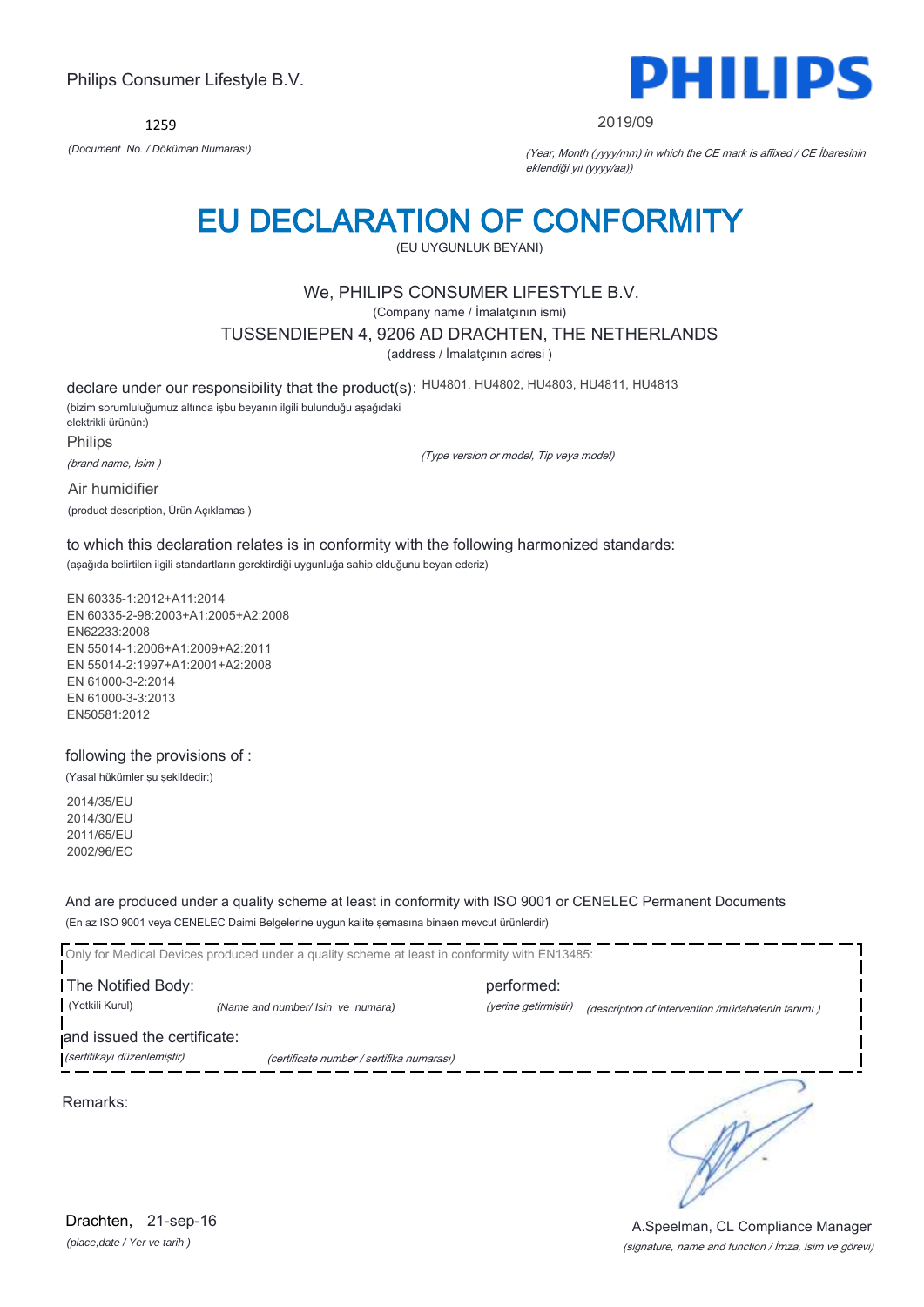Philips Consumer Lifestyle B.V.

**PHILIPS**

1259

*(Document No. / Döküman Numarası)*

2019/09

*(Year, Month (yyyy/mm) in which the CE mark is affixed / CE İbaresinin eklendiği yıl (yyyy/aa))*

# EU DECLARATION OF CONFORMITY

(EU UYGUNLUK BEYANI)

We, PHILIPS CONSUMER LIFESTYLE B.V.

(Company name / İmalatçının ismi)

TUSSENDIEPEN 4, 9206 AD DRACHTEN, THE NETHERLANDS

(address / İmalatçının adresi )

declare under our responsibility that the product(s): HU4801, HU4802, HU4803, HU4811, HU4813

(bizim sorumluluğumuz altında işbu beyanın ilgili bulunduğu aşağıdaki elektrikli ürünün:)

Philips

*(brand name, İsim )*

*(Type version or model, Tip veya model)*

Air humidifier

(product description, Ürün Açıklamas )

to which this declaration relates is in conformity with the following harmonized standards:

(aşağıda belirtilen ilgili standartların gerektirdiği uygunluğa sahip olduğunu beyan ederiz)

EN 60335-1:2012+A11:2014
EN 60335-2-98:2003+A1:2005+A2:2008
EN62233:2008
EN 55014-1:2006+A1:2009+A2:2011
EN 55014-2:1997+A1:2001+A2:2008
EN 61000-3-2:2014
EN 61000-3-3:2013
EN50581:2012

following the provisions of :

(Yasal hükümler şu şekildedir:)

2014/35/EU
2014/30/EU
2011/65/EU
2002/96/EC

And are produced under a quality scheme at least in conformity with ISO 9001 or CENELEC Permanent Documents

(En az ISO 9001 veya CENELEC Daimi Belgelerine uygun kalite şemasına binaen mevcut ürünlerdir)

Only for Medical Devices produced under a quality scheme at least in conformity with EN13485:

The Notified Body: (Yetkili Kurul) *(Name and number/ Isin ve numara)*

performed: *(yerine getirmiştir)* *(description of intervention /müdahalenin tanımı )*

and issued the certificate: *(sertifikayı düzenlemiştir)* *(certificate number / sertifika numarası)*

Remarks:

Drachten, 21-sep-16

*(place,date / Yer ve tarih )*

A.Speelman, CL Compliance Manager

*(signature, name and function / İmza, isim ve görevi)*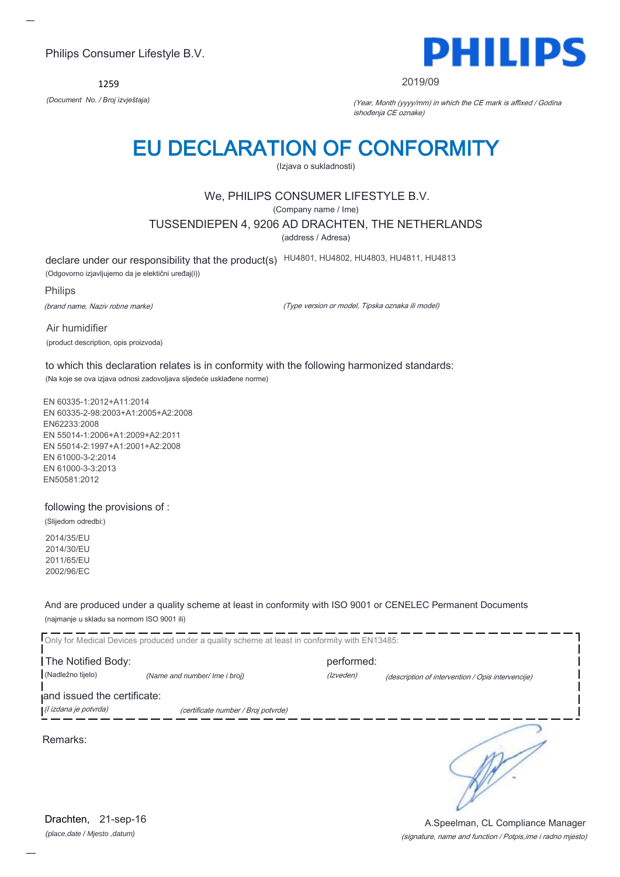Philips Consumer Lifestyle B.V.

1259

*(Document No. / Broj izvještaja)*

**PHILIPS**

2019/09

*(Year, Month (yyyy/mm) in which the CE mark is affixed / Godina ishođenja CE oznake)*

# EU DECLARATION OF CONFORMITY

(Izjava o sukladnosti)

We, PHILIPS CONSUMER LIFESTYLE B.V.

(Company name / Ime)

TUSSENDIEPEN 4, 9206 AD DRACHTEN, THE NETHERLANDS

(address / Adresa)

declare under our responsibility that the product(s) HU4801, HU4802, HU4803, HU4811, HU4813

(Odgovorno izjavljujemo da je električni uređaj(i))

Philips

*(brand name, Naziv robne marke)* *(Type version or model, Tipska oznaka ili model)*

Air humidifier

(product description, opis proizvoda)

to which this declaration relates is in conformity with the following harmonized standards:

(Na koje se ova izjava odnosi zadovoljava sljedeće usklađene norme)

EN 60335-1:2012+A11:2014
EN 60335-2-98:2003+A1:2005+A2:2008
EN62233:2008
EN 55014-1:2006+A1:2009+A2:2011
EN 55014-2:1997+A1:2001+A2:2008
EN 61000-3-2:2014
EN 61000-3-3:2013
EN50581:2012

following the provisions of :

(Slijedom odredbi:)

2014/35/EU
2014/30/EU
2011/65/EU
2002/96/EC

And are produced under a quality scheme at least in conformity with ISO 9001 or CENELEC Permanent Documents

(najmanje u skladu sa normom ISO 9001 ili)

Only for Medical Devices produced under a quality scheme at least in conformity with EN13485:

The Notified Body: performed:

(Nadležno tijelo) *(Name and number/ Ime i broj)* *(Izveden)* *(description of intervention / Opis intervencije)*

and issued the certificate:

*(I izdana je potvrda)* *(certificate number / Broj potvrde)*

Remarks:

Drachten, 21-sep-16

*(place,date / Mjesto ,datum)*

A.Speelman, CL Compliance Manager

*(signature, name and function / Potpis,ime i radno mjesto)*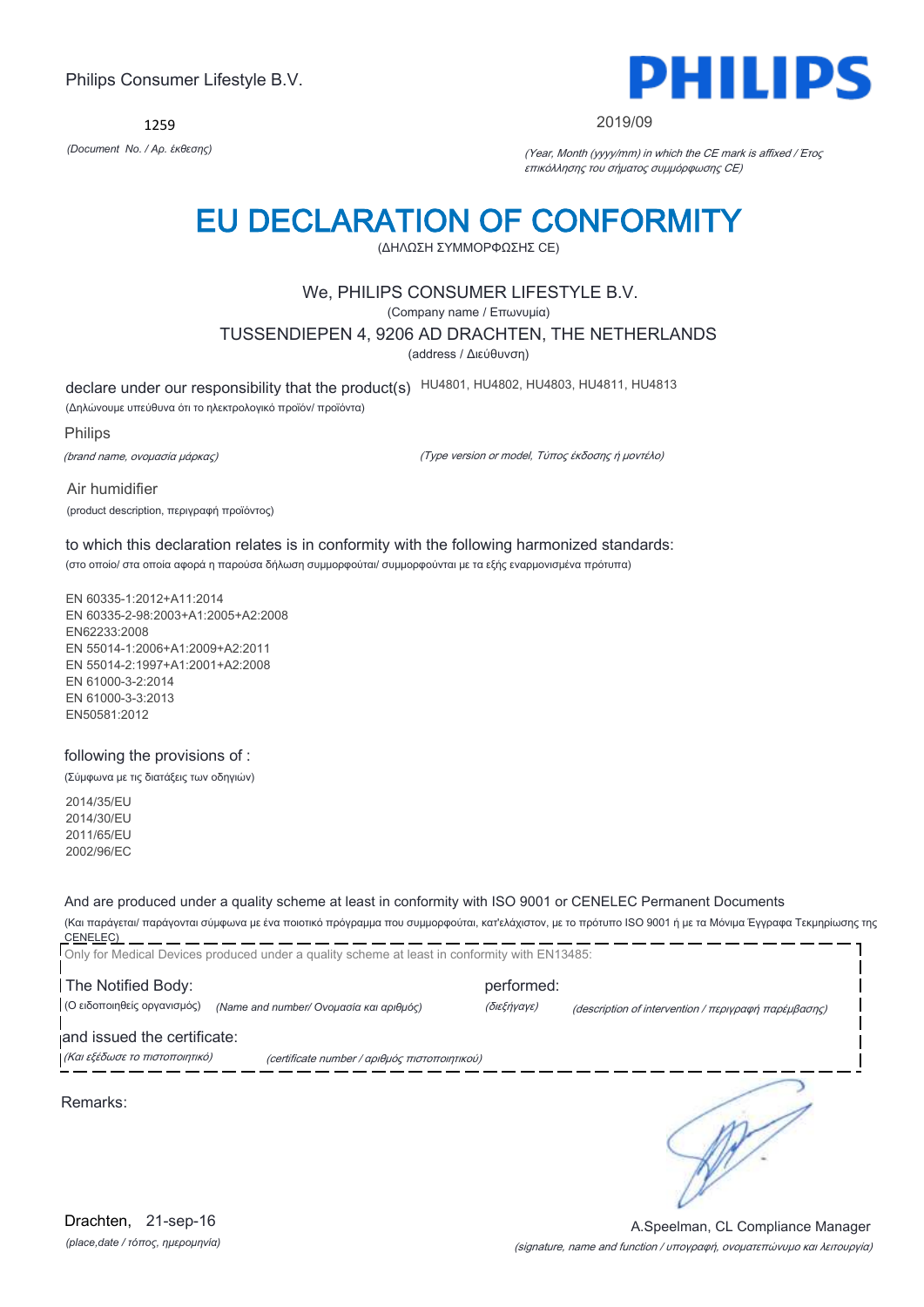Philips Consumer Lifestyle B.V.

1259

*(Document No. / Αρ. έκθεσης)*

PHILIPS

2019/09

*(Year, Month (yyyy/mm) in which the CE mark is affixed / Έτος επικόλλησης του σήματος συμμόρφωσης CE)*

# EU DECLARATION OF CONFORMITY

(ΔΗΛΩΣΗ ΣΥΜΜΟΡΦΩΣΗΣ CE)

We, PHILIPS CONSUMER LIFESTYLE B.V.

(Company name / Επωνυμία)

TUSSENDIEPEN 4, 9206 AD DRACHTEN, THE NETHERLANDS

(address / Διεύθυνση)

declare under our responsibility that the product(s) HU4801, HU4802, HU4803, HU4811, HU4813

(Δηλώνουμε υπεύθυνα ότι το ηλεκτρολογικό προϊόν/ προϊόντα)

Philips

*(brand name, ονομασία μάρκας)*

*(Type version or model, Τύπος έκδοσης ή μοντέλο)*

Air humidifier

(product description, περιγραφή προϊόντος)

to which this declaration relates is in conformity with the following harmonized standards:

(στο οποίο/ στα οποία αφορά η παρούσα δήλωση συμμορφούται/ συμμορφούνται με τα εξής εναρμονισμένα πρότυπα)

EN 60335-1:2012+A11:2014
EN 60335-2-98:2003+A1:2005+A2:2008
EN62233:2008
EN 55014-1:2006+A1:2009+A2:2011
EN 55014-2:1997+A1:2001+A2:2008
EN 61000-3-2:2014
EN 61000-3-3:2013
EN50581:2012

following the provisions of :

(Σύμφωνα με τις διατάξεις των οδηγιών)

2014/35/EU
2014/30/EU
2011/65/EU
2002/96/EC

And are produced under a quality scheme at least in conformity with ISO 9001 or CENELEC Permanent Documents

(Και παράγεται/ παράγονται σύμφωνα με ένα ποιοτικό πρόγραμμα που συμμορφούται, κατ'ελάχιστον, με το πρότυπο ISO 9001 ή με τα Μόνιμα Έγγραφα Τεκμηρίωσης της CENELEC)

Only for Medical Devices produced under a quality scheme at least in conformity with EN13485:

The Notified Body: performed:

(Ο ειδοποιηθείς οργανισμός) *(Name and number/ Ονομασία και αριθμός)* *(διεξήγαγε)* *(description of intervention / περιγραφή παρέμβασης)*

and issued the certificate:

*(Και εξέδωσε το πιστοποιητικό)* *(certificate number / αριθμός πιστοποιητικού)*

Remarks:

Drachten, 21-sep-16

*(place,date / τόπος, ημερομηνία)*

A.Speelman, CL Compliance Manager

*(signature, name and function / υπογραφή, ονοματεπώνυμο και λειτουργία)*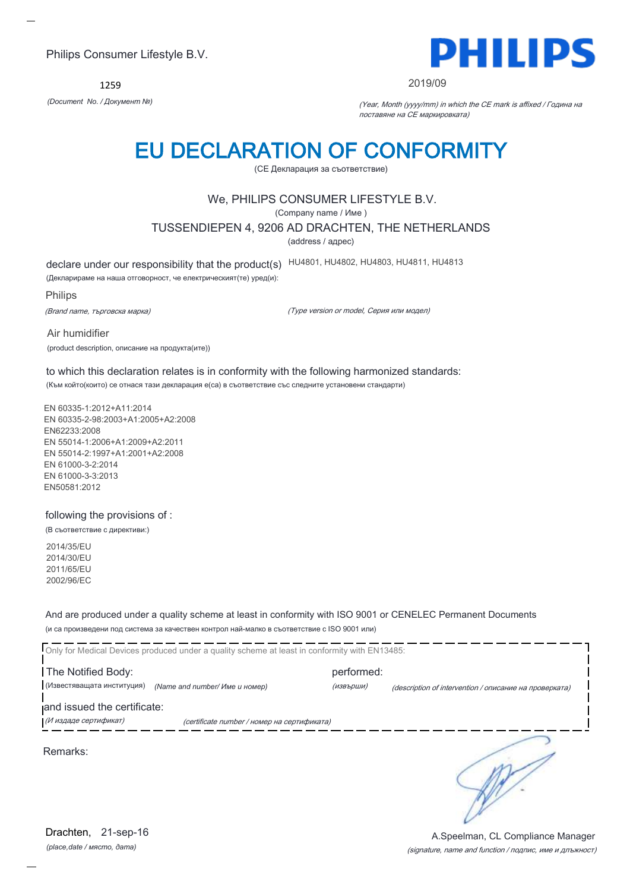Philips Consumer Lifestyle B.V.

1259

*(Document No. / Документ №)*

PHILIPS

2019/09

*(Year, Month (yyyy/mm) in which the CE mark is affixed / Година на поставяне на CE маркировката)*

# EU DECLARATION OF CONFORMITY

(CE Декларация за съответствие)

We, PHILIPS CONSUMER LIFESTYLE B.V.

(Company name / Име )

TUSSENDIEPEN 4, 9206 AD DRACHTEN, THE NETHERLANDS

(address / адрес)

declare under our responsibility that the product(s) HU4801, HU4802, HU4803, HU4811, HU4813

(Декларираме на наша отговорност, че електрическият(те) уред(и):

Philips

*(Brand name, търговска марка)*

*(Type version or model, Серия или модел)*

Air humidifier

(product description, описание на продукта(ите))

to which this declaration relates is in conformity with the following harmonized standards:

(Към който(които) се отнася тази декларация е(са) в съответствие със следните установени стандарти)

EN 60335-1:2012+A11:2014
EN 60335-2-98:2003+A1:2005+A2:2008
EN62233:2008
EN 55014-1:2006+A1:2009+A2:2011
EN 55014-2:1997+A1:2001+A2:2008
EN 61000-3-2:2014
EN 61000-3-3:2013
EN50581:2012

following the provisions of :

(В съответствие с директиви:)

2014/35/EU
2014/30/EU
2011/65/EU
2002/96/EC

And are produced under a quality scheme at least in conformity with ISO 9001 or CENELEC Permanent Documents

(и са произведени под система за качествен контрол най-малко в съответствие с ISO 9001 или)

Only for Medical Devices produced under a quality scheme at least in conformity with EN13485:

The Notified Body: performed:

(Известяващата институция) *(Name and number/ Име и номер)* *(извърши)* *(description of intervention / описание на проверката)*

and issued the certificate:

*(И издаде сертификат)* *(certificate number / номер на сертификата)*

Remarks:

Drachten, 21-sep-16

*(place,date / място, дата)*

A.Speelman, CL Compliance Manager

*(signature, name and function / подпис, име и длъжност)*